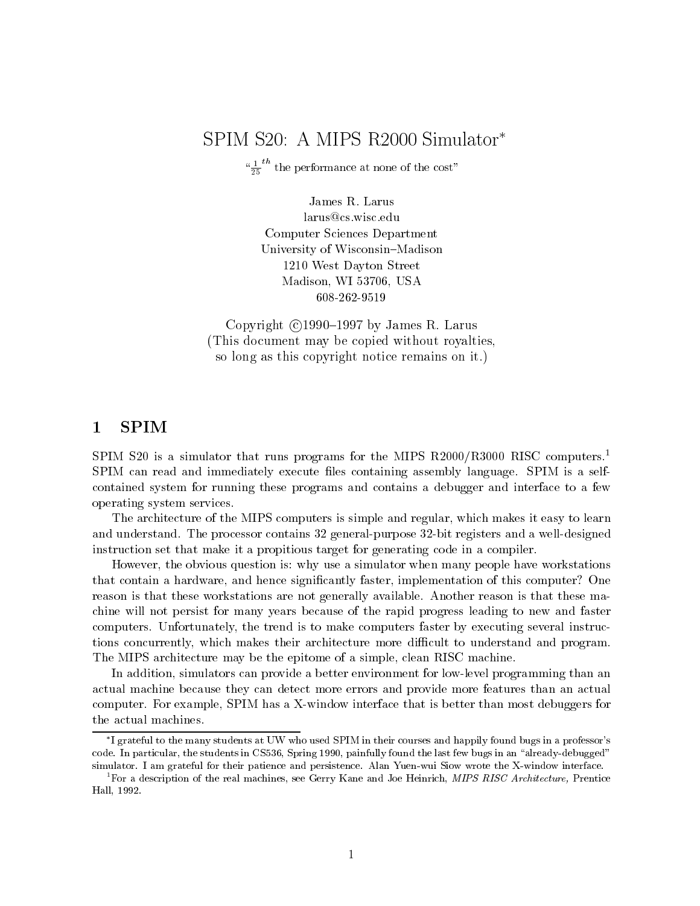# SPIM S20: A MIPS R2000 Simulator*

"$\frac{1}{25}^{th}$ the performance at none of the cost"

James R. Larus
larus@cs.wisc.edu
Computer Sciences Department
University of Wisconsin–Madison
1210 West Dayton Street
Madison, WI 53706, USA
608-262-9519

Copyright ©1990–1997 by James R. Larus
(This document may be copied without royalties,
so long as this copyright notice remains on it.)

## 1 SPIM

SPIM S20 is a simulator that runs programs for the MIPS R2000/R3000 RISC computers.[1] SPIM can read and immediately execute files containing assembly language. SPIM is a self-contained system for running these programs and contains a debugger and interface to a few operating system services.

The architecture of the MIPS computers is simple and regular, which makes it easy to learn and understand. The processor contains 32 general-purpose 32-bit registers and a well-designed instruction set that make it a propitious target for generating code in a compiler.

However, the obvious question is: why use a simulator when many people have workstations that contain a hardware, and hence significantly faster, implementation of this computer? One reason is that these workstations are not generally available. Another reason is that these machine will not persist for many years because of the rapid progress leading to new and faster computers. Unfortunately, the trend is to make computers faster by executing several instructions concurrently, which makes their architecture more difficult to understand and program. The MIPS architecture may be the epitome of a simple, clean RISC machine.

In addition, simulators can provide a better environment for low-level programming than an actual machine because they can detect more errors and provide more features than an actual computer. For example, SPIM has a X-window interface that is better than most debuggers for the actual machines.

---

*I grateful to the many students at UW who used SPIM in their courses and happily found bugs in a professor's code. In particular, the students in CS536, Spring 1990, painfully found the last few bugs in an "already-debugged" simulator. I am grateful for their patience and persistence. Alan Yuen-wui Siow wrote the X-window interface.

[1] For a description of the real machines, see Gerry Kane and Joe Heinrich, *MIPS RISC Architecture,* Prentice Hall, 1992.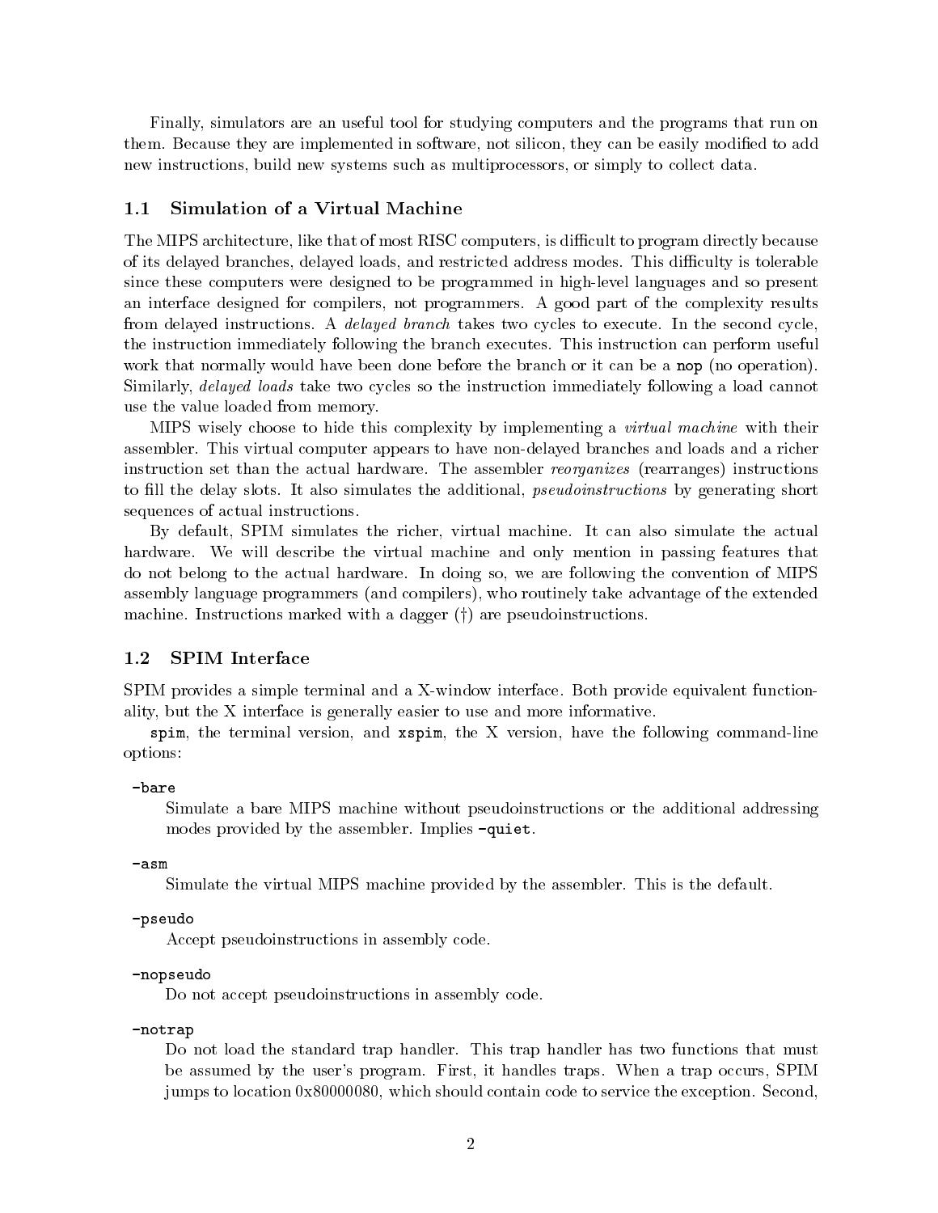Finally, simulators are an useful tool for studying computers and the programs that run on them. Because they are implemented in software, not silicon, they can be easily modified to add new instructions, build new systems such as multiprocessors, or simply to collect data.

## 1.1 Simulation of a Virtual Machine

The MIPS architecture, like that of most RISC computers, is difficult to program directly because of its delayed branches, delayed loads, and restricted address modes. This difficulty is tolerable since these computers were designed to be programmed in high-level languages and so present an interface designed for compilers, not programmers. A good part of the complexity results from delayed instructions. A *delayed branch* takes two cycles to execute. In the second cycle, the instruction immediately following the branch executes. This instruction can perform useful work that normally would have been done before the branch or it can be a `nop` (no operation). Similarly, *delayed loads* take two cycles so the instruction immediately following a load cannot use the value loaded from memory.

MIPS wisely choose to hide this complexity by implementing a *virtual machine* with their assembler. This virtual computer appears to have non-delayed branches and loads and a richer instruction set than the actual hardware. The assembler *reorganizes* (rearranges) instructions to fill the delay slots. It also simulates the additional, *pseudoinstructions* by generating short sequences of actual instructions.

By default, SPIM simulates the richer, virtual machine. It can also simulate the actual hardware. We will describe the virtual machine and only mention in passing features that do not belong to the actual hardware. In doing so, we are following the convention of MIPS assembly language programmers (and compilers), who routinely take advantage of the extended machine. Instructions marked with a dagger (†) are pseudoinstructions.

## 1.2 SPIM Interface

SPIM provides a simple terminal and a X-window interface. Both provide equivalent functionality, but the X interface is generally easier to use and more informative.

`spim`, the terminal version, and `xspim`, the X version, have the following command-line options:

`-bare`
: Simulate a bare MIPS machine without pseudoinstructions or the additional addressing modes provided by the assembler. Implies `-quiet`.

`-asm`
: Simulate the virtual MIPS machine provided by the assembler. This is the default.

`-pseudo`
: Accept pseudoinstructions in assembly code.

`-nopseudo`
: Do not accept pseudoinstructions in assembly code.

`-notrap`
: Do not load the standard trap handler. This trap handler has two functions that must be assumed by the user's program. First, it handles traps. When a trap occurs, SPIM jumps to location 0x80000080, which should contain code to service the exception. Second,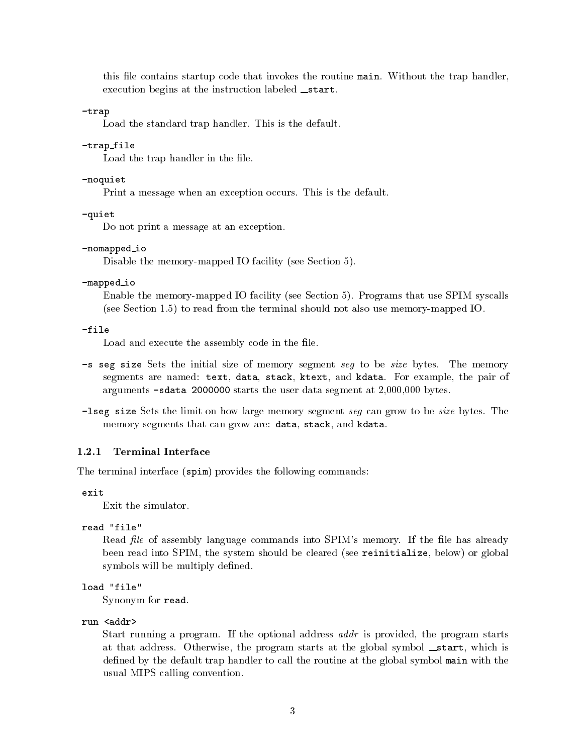this file contains startup code that invokes the routine `main`. Without the trap handler, execution begins at the instruction labeled `__start`.

`-trap`
: Load the standard trap handler. This is the default.

`-trap_file`
: Load the trap handler in the file.

`-noquiet`
: Print a message when an exception occurs. This is the default.

`-quiet`
: Do not print a message at an exception.

`-nomapped_io`
: Disable the memory-mapped IO facility (see Section 5).

`-mapped_io`
: Enable the memory-mapped IO facility (see Section 5). Programs that use SPIM syscalls (see Section 1.5) to read from the terminal should not also use memory-mapped IO.

`-file`
: Load and execute the assembly code in the file.

`-s seg size` Sets the initial size of memory segment *seg* to be *size* bytes. The memory segments are named: `text`, `data`, `stack`, `ktext`, and `kdata`. For example, the pair of arguments `-sdata 2000000` starts the user data segment at 2,000,000 bytes.

`-lseg size` Sets the limit on how large memory segment *seg* can grow to be *size* bytes. The memory segments that can grow are: `data`, `stack`, and `kdata`.

### 1.2.1 Terminal Interface

The terminal interface (`spim`) provides the following commands:

`exit`
: Exit the simulator.

`read "file"`
: Read *file* of assembly language commands into SPIM's memory. If the file has already been read into SPIM, the system should be cleared (see `reinitialize`, below) or global symbols will be multiply defined.

`load "file"`
: Synonym for `read`.

`run <addr>`
: Start running a program. If the optional address *addr* is provided, the program starts at that address. Otherwise, the program starts at the global symbol `__start`, which is defined by the default trap handler to call the routine at the global symbol `main` with the usual MIPS calling convention.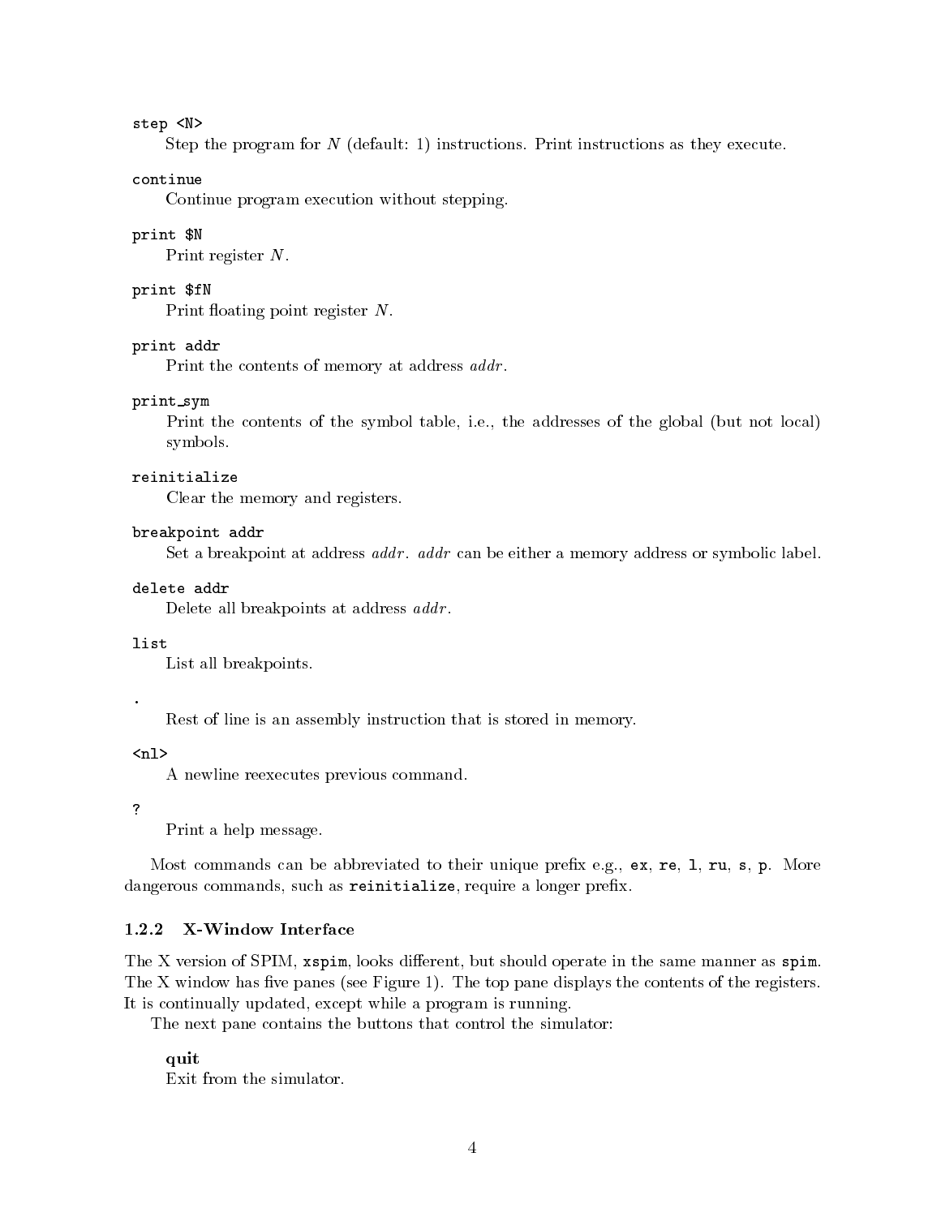`step <N>`
Step the program for $N$ (default: 1) instructions. Print instructions as they execute.

`continue`
Continue program execution without stepping.

`print $N`
Print register $N$.

`print $fN`
Print floating point register $N$.

`print addr`
Print the contents of memory at address *addr*.

`print_sym`
Print the contents of the symbol table, i.e., the addresses of the global (but not local) symbols.

`reinitialize`
Clear the memory and registers.

`breakpoint addr`
Set a breakpoint at address *addr*. *addr* can be either a memory address or symbolic label.

`delete addr`
Delete all breakpoints at address *addr*.

`list`
List all breakpoints.

`.`
Rest of line is an assembly instruction that is stored in memory.

`<nl>`
A newline reexecutes previous command.

`?`
Print a help message.

Most commands can be abbreviated to their unique prefix e.g., `ex`, `re`, `l`, `ru`, `s`, `p`. More dangerous commands, such as `reinitialize`, require a longer prefix.

### 1.2.2 X-Window Interface

The X version of SPIM, `xspim`, looks different, but should operate in the same manner as `spim`. The X window has five panes (see Figure 1). The top pane displays the contents of the registers. It is continually updated, except while a program is running.

The next pane contains the buttons that control the simulator:

**quit**
Exit from the simulator.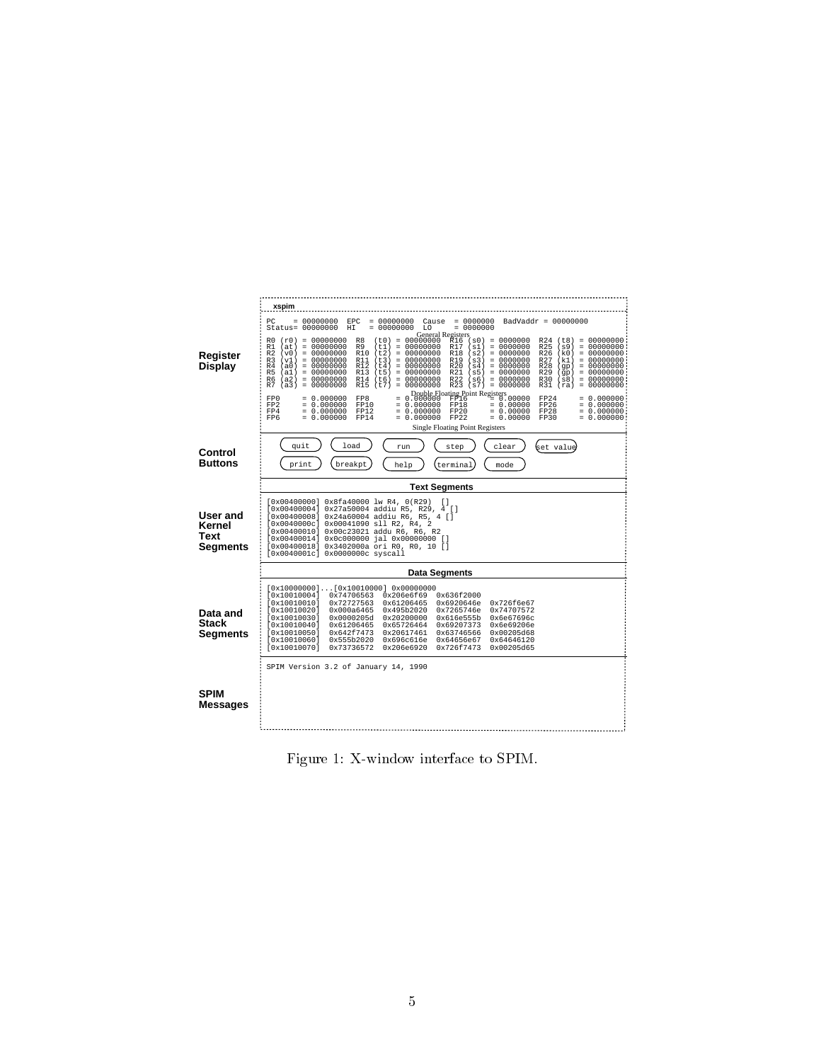**xspim**

**Register Display**

```
PC     = 00000000  EPC   = 00000000  Cause  = 0000000  BadVaddr = 00000000
Status= 00000000  HI    = 00000000  LO     = 0000000
                              General Registers
R0 (r0) = 00000000  R8  (t0) = 00000000  R16 (s0) = 0000000  R24 (t8) = 00000000
R1 (at) = 00000000  R9  (t1) = 00000000  R17 (s1) = 0000000  R25 (s9) = 00000000
R2 (v0) = 00000000  R10 (t2) = 00000000  R18 (s2) = 0000000  R26 (k0) = 00000000
R3 (v1) = 00000000  R11 (t3) = 00000000  R19 (s3) = 0000000  R27 (k1) = 00000000
R4 (a0) = 00000000  R12 (t4) = 00000000  R20 (s4) = 0000000  R28 (gp) = 00000000
R5 (a1) = 00000000  R13 (t5) = 00000000  R21 (s5) = 0000000  R29 (gp) = 00000000
R6 (a2) = 00000000  R14 (t6) = 00000000  R22 (s6) = 0000000  R30 (s8) = 00000000
R7 (a3) = 00000000  R15 (t7) = 00000000  R23 (s7) = 0000000  R31 (ra) = 00000000
                         Double Floating Point Registers
FP0     = 0.000000  FP8     = 0.000000  FP16     = 0.00000  FP24     = 0.000000
FP2     = 0.000000  FP10    = 0.000000  FP18     = 0.00000  FP26     = 0.000000
FP4     = 0.000000  FP12    = 0.000000  FP20     = 0.00000  FP28     = 0.000000
FP6     = 0.000000  FP14    = 0.000000  FP22     = 0.00000  FP30     = 0.000000
                         Single Floating Point Registers
```

**Control Buttons**

quit | load | run | step | clear | set value
print | breakpt | help | terminal | mode

**User and Kernel Text Segments**

**Text Segments**

```
[0x00400000] 0x8fa40000 lw R4, 0(R29)  []
[0x00400004] 0x27a50004 addiu R5, R29, 4 []
[0x00400008] 0x24a60004 addiu R6, R5, 4 []
[0x0040000c] 0x00041090 sll R2, R4, 2
[0x00400010] 0x00c23021 addu R6, R6, R2
[0x00400014] 0x0c000000 jal 0x00000000 []
[0x00400018] 0x3402000a ori R0, R0, 10 []
[0x0040001c] 0x0000000c syscall
```

**Data and Stack Segments**

**Data Segments**

```
[0x10000000]...[0x10010000] 0x00000000
[0x10010004]   0x74706563  0x206e6f69  0x636f2000
[0x10010010]   0x72727563  0x61206465  0x6920646e  0x726f6e67
[0x10010020]   0x000a6465  0x495b2020  0x7265746e  0x74707572
[0x10010030]   0x0000205d  0x20200000  0x616e555b  0x6e67696c
[0x10010040]   0x61206465  0x65726464  0x69207373  0x6e69206e
[0x10010050]   0x642f7473  0x20617461  0x63746566  0x00205d68
[0x10010060]   0x555b2020  0x696c616e  0x64656e67  0x64646120
[0x10010070]   0x73736572  0x206e6920  0x726f7473  0x00205d65
```

**SPIM Messages**

```
SPIM Version 3.2 of January 14, 1990
```

Figure 1: X-window interface to SPIM.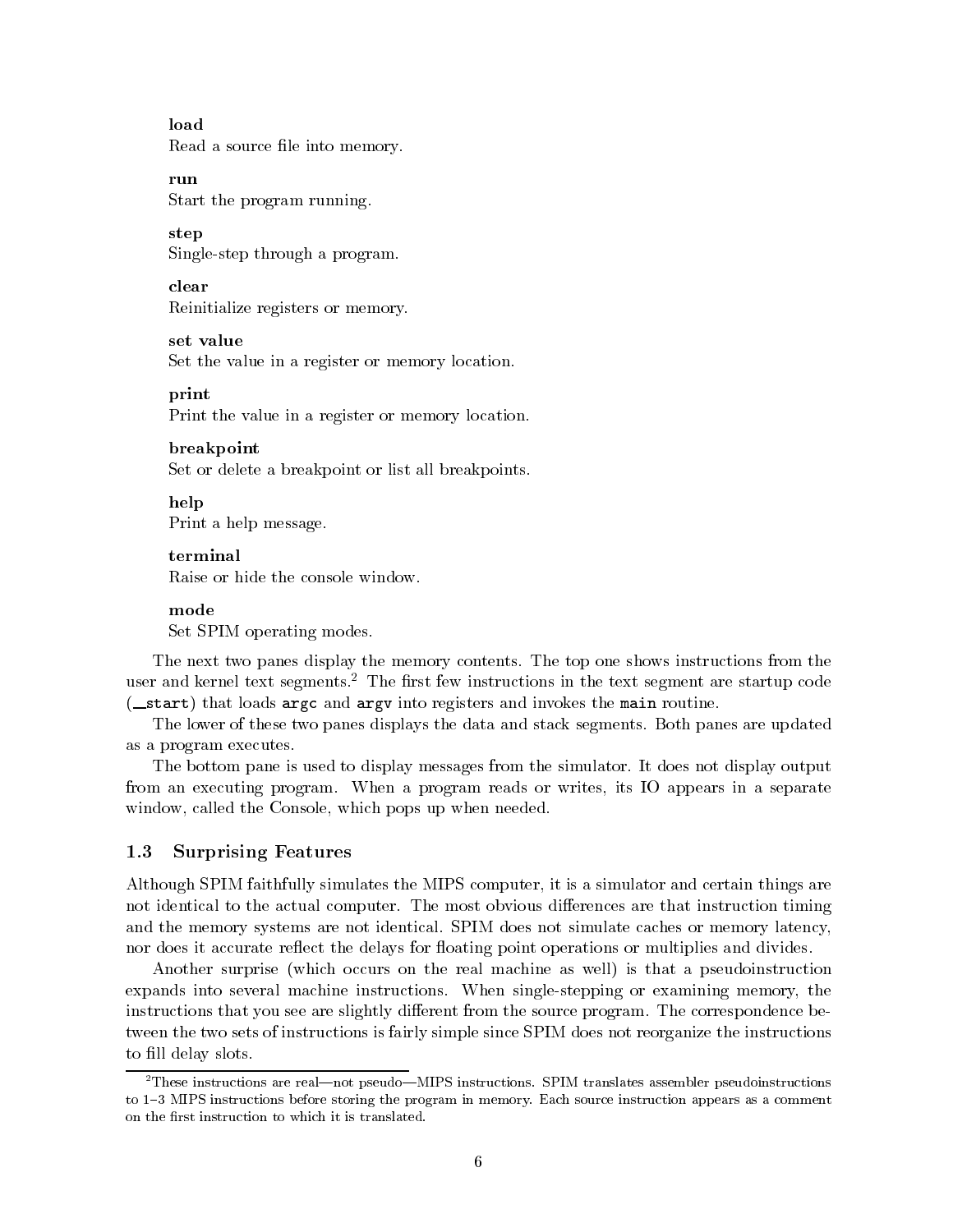**load**
Read a source file into memory.

**run**
Start the program running.

**step**
Single-step through a program.

**clear**
Reinitialize registers or memory.

**set value**
Set the value in a register or memory location.

**print**
Print the value in a register or memory location.

**breakpoint**
Set or delete a breakpoint or list all breakpoints.

**help**
Print a help message.

**terminal**
Raise or hide the console window.

**mode**
Set SPIM operating modes.

The next two panes display the memory contents. The top one shows instructions from the user and kernel text segments.[2] The first few instructions in the text segment are startup code (`__start`) that loads `argc` and `argv` into registers and invokes the `main` routine.

The lower of these two panes displays the data and stack segments. Both panes are updated as a program executes.

The bottom pane is used to display messages from the simulator. It does not display output from an executing program. When a program reads or writes, its IO appears in a separate window, called the Console, which pops up when needed.

### 1.3 Surprising Features

Although SPIM faithfully simulates the MIPS computer, it is a simulator and certain things are not identical to the actual computer. The most obvious differences are that instruction timing and the memory systems are not identical. SPIM does not simulate caches or memory latency, nor does it accurate reflect the delays for floating point operations or multiplies and divides.

Another surprise (which occurs on the real machine as well) is that a pseudoinstruction expands into several machine instructions. When single-stepping or examining memory, the instructions that you see are slightly different from the source program. The correspondence between the two sets of instructions is fairly simple since SPIM does not reorganize the instructions to fill delay slots.

---

[2] These instructions are real—not pseudo—MIPS instructions. SPIM translates assembler pseudoinstructions to 1–3 MIPS instructions before storing the program in memory. Each source instruction appears as a comment on the first instruction to which it is translated.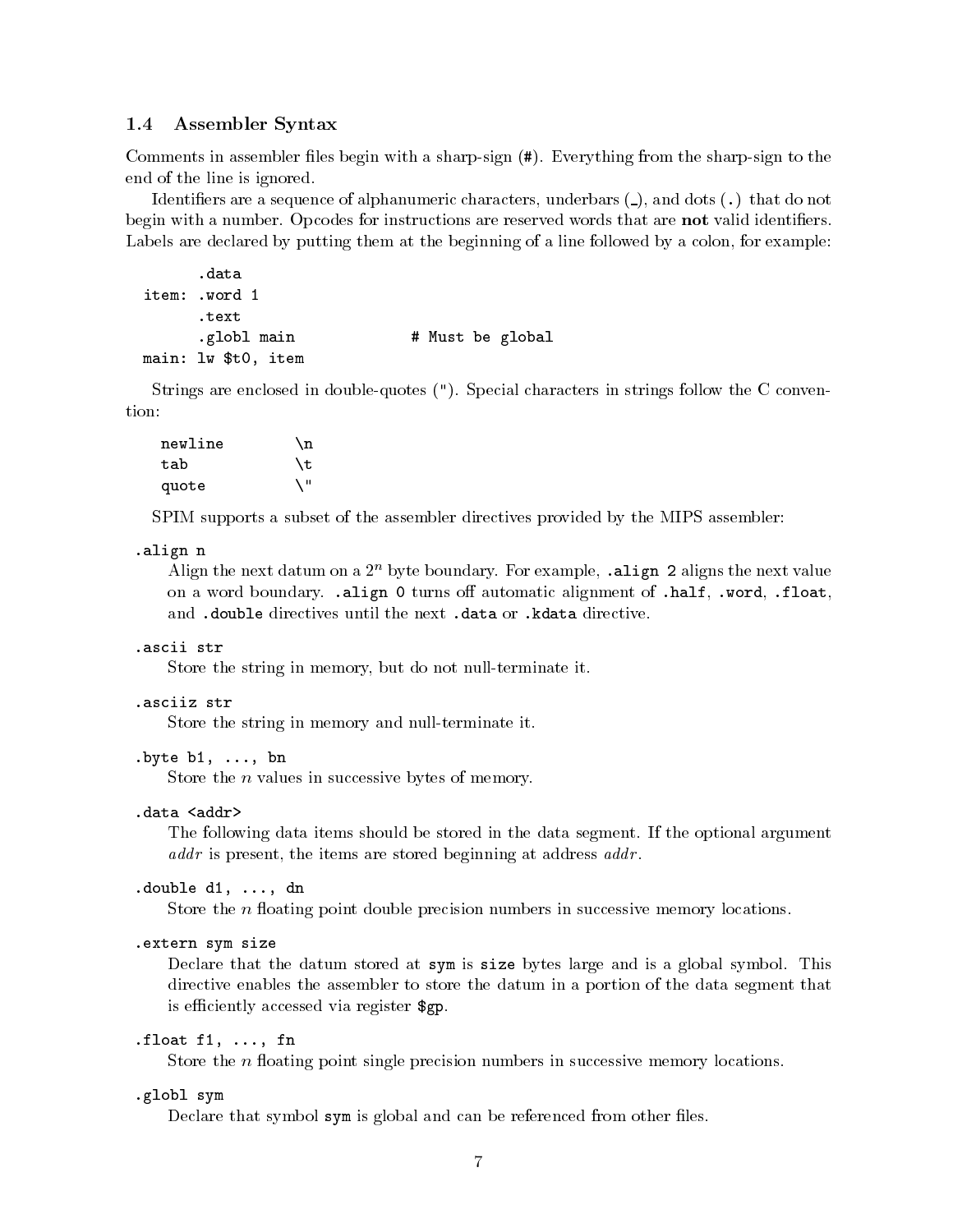### 1.4 Assembler Syntax

Comments in assembler files begin with a sharp-sign (#). Everything from the sharp-sign to the end of the line is ignored.

Identifiers are a sequence of alphanumeric characters, underbars (_), and dots (.) that do not begin with a number. Opcodes for instructions are reserved words that are **not** valid identifiers. Labels are declared by putting them at the beginning of a line followed by a colon, for example:

```
        .data
item:   .word 1
        .text
        .globl main            # Must be global
main:   lw $t0, item
```

Strings are enclosed in double-quotes ("). Special characters in strings follow the C convention:

```
newline     \n
tab         \t
quote       \"
```

SPIM supports a subset of the assembler directives provided by the MIPS assembler:

`.align n`
: Align the next datum on a $2^n$ byte boundary. For example, `.align 2` aligns the next value on a word boundary. `.align 0` turns off automatic alignment of `.half`, `.word`, `.float`, and `.double` directives until the next `.data` or `.kdata` directive.

`.ascii str`
: Store the string in memory, but do not null-terminate it.

`.asciiz str`
: Store the string in memory and null-terminate it.

`.byte b1, ..., bn`
: Store the $n$ values in successive bytes of memory.

`.data <addr>`
: The following data items should be stored in the data segment. If the optional argument *addr* is present, the items are stored beginning at address *addr*.

`.double d1, ..., dn`
: Store the $n$ floating point double precision numbers in successive memory locations.

`.extern sym size`
: Declare that the datum stored at `sym` is `size` bytes large and is a global symbol. This directive enables the assembler to store the datum in a portion of the data segment that is efficiently accessed via register `$gp`.

`.float f1, ..., fn`
: Store the $n$ floating point single precision numbers in successive memory locations.

`.globl sym`
: Declare that symbol `sym` is global and can be referenced from other files.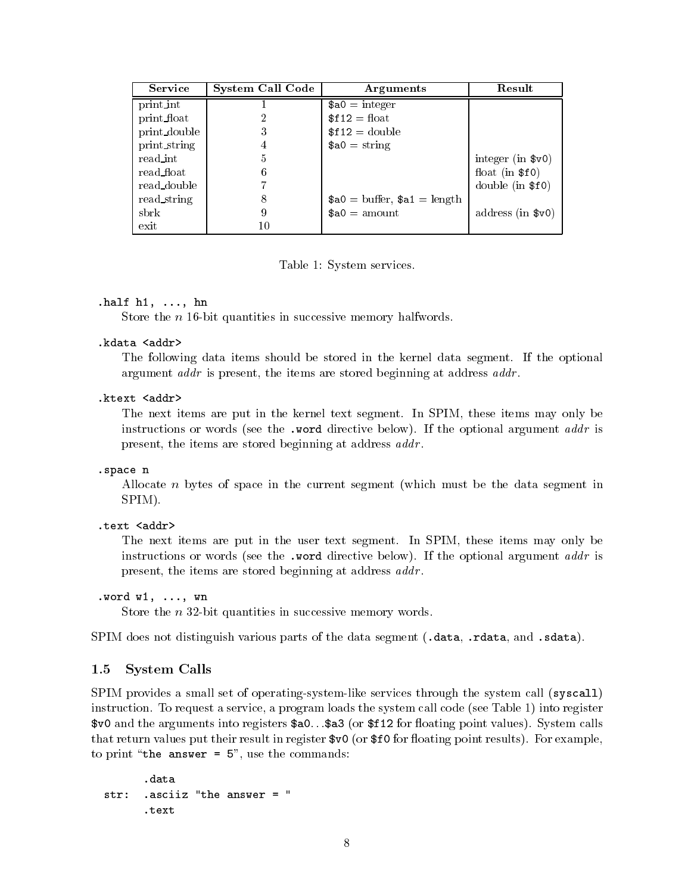| Service | System Call Code | Arguments | Result |
|---|---|---|---|
| print_int | 1 | `$a0` = integer | |
| print_float | 2 | `$f12` = float | |
| print_double | 3 | `$f12` = double | |
| print_string | 4 | `$a0` = string | |
| read_int | 5 | | integer (in `$v0`) |
| read_float | 6 | | float (in `$f0`) |
| read_double | 7 | | double (in `$f0`) |
| read_string | 8 | `$a0` = buffer, `$a1` = length | |
| sbrk | 9 | `$a0` = amount | address (in `$v0`) |
| exit | 10 | | |

Table 1: System services.

`.half h1, ..., hn`
Store the $n$ 16-bit quantities in successive memory halfwords.

`.kdata <addr>`
The following data items should be stored in the kernel data segment. If the optional argument *addr* is present, the items are stored beginning at address *addr*.

`.ktext <addr>`
The next items are put in the kernel text segment. In SPIM, these items may only be instructions or words (see the `.word` directive below). If the optional argument *addr* is present, the items are stored beginning at address *addr*.

`.space n`
Allocate $n$ bytes of space in the current segment (which must be the data segment in SPIM).

`.text <addr>`
The next items are put in the user text segment. In SPIM, these items may only be instructions or words (see the `.word` directive below). If the optional argument *addr* is present, the items are stored beginning at address *addr*.

`.word w1, ..., wn`
Store the $n$ 32-bit quantities in successive memory words.

SPIM does not distinguish various parts of the data segment (`.data`, `.rdata`, and `.sdata`).

### 1.5 System Calls

SPIM provides a small set of operating-system-like services through the system call (`syscall`) instruction. To request a service, a program loads the system call code (see Table 1) into register `$v0` and the arguments into registers `$a0`...`$a3` (or `$f12` for floating point values). System calls that return values put their result in register `$v0` (or `$f0` for floating point results). For example, to print "`the answer = 5`", use the commands:

```
      .data
str:  .asciiz "the answer = "
      .text
```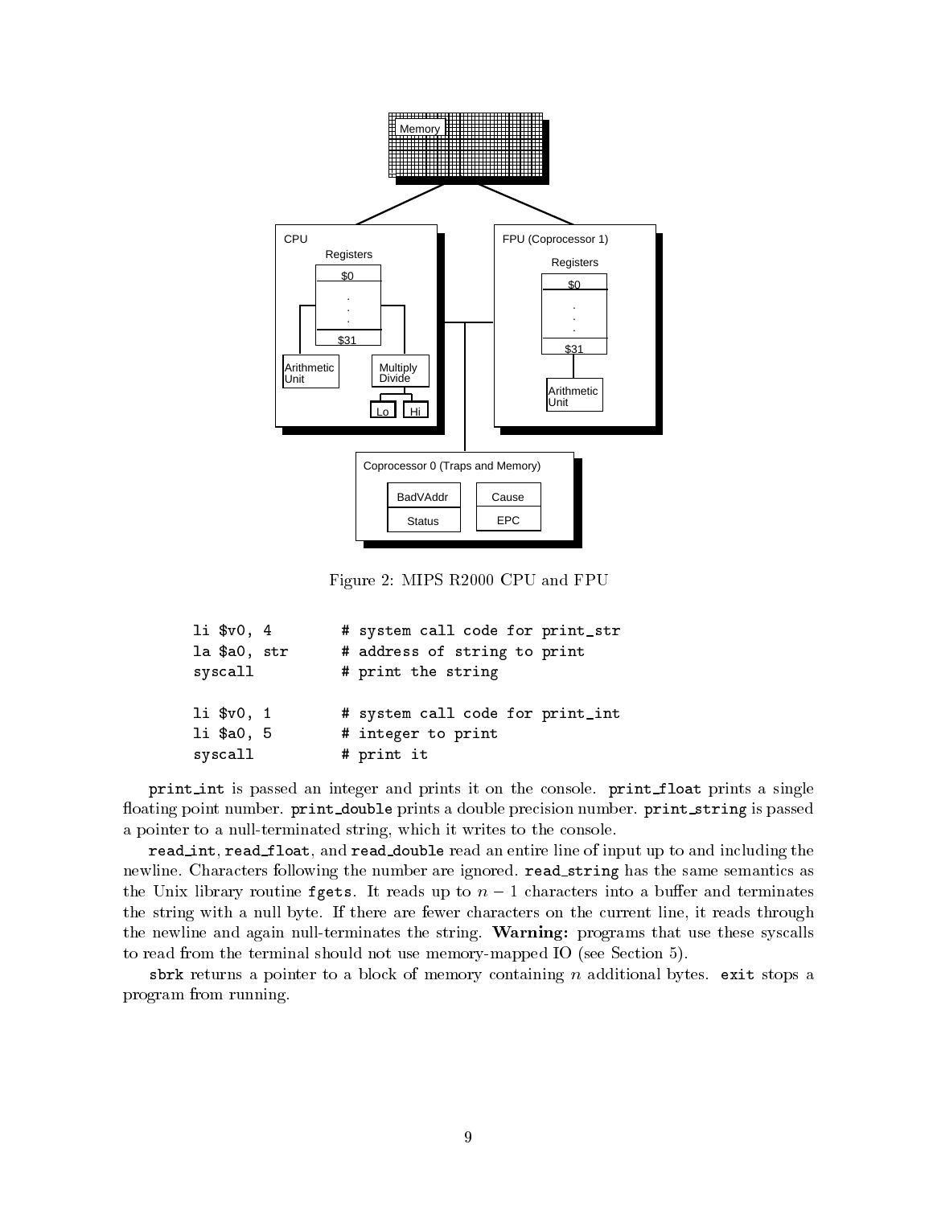Figure 2: MIPS R2000 CPU and FPU

```
li $v0, 4        # system call code for print_str
la $a0, str      # address of string to print
syscall          # print the string

li $v0, 1        # system call code for print_int
li $a0, 5        # integer to print
syscall          # print it
```

`print_int` is passed an integer and prints it on the console. `print_float` prints a single floating point number. `print_double` prints a double precision number. `print_string` is passed a pointer to a null-terminated string, which it writes to the console.

`read_int`, `read_float`, and `read_double` read an entire line of input up to and including the newline. Characters following the number are ignored. `read_string` has the same semantics as the Unix library routine `fgets`. It reads up to $n - 1$ characters into a buffer and terminates the string with a null byte. If there are fewer characters on the current line, it reads through the newline and again null-terminates the string. **Warning:** programs that use these syscalls to read from the terminal should not use memory-mapped IO (see Section 5).

`sbrk` returns a pointer to a block of memory containing $n$ additional bytes. `exit` stops a program from running.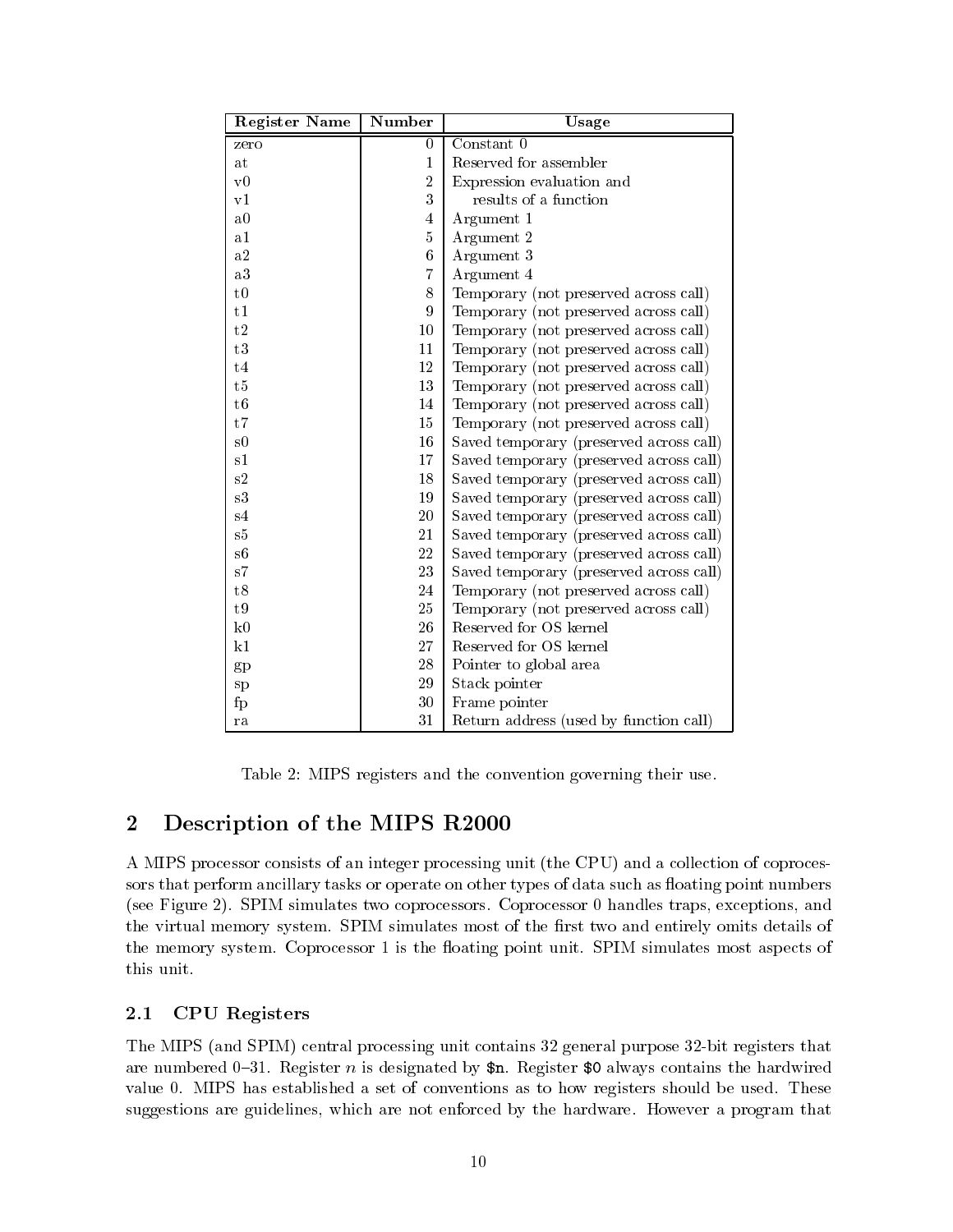| Register Name | Number | Usage |
|---|---|---|
| zero | 0 | Constant 0 |
| at | 1 | Reserved for assembler |
| v0 | 2 | Expression evaluation and |
| v1 | 3 | results of a function |
| a0 | 4 | Argument 1 |
| a1 | 5 | Argument 2 |
| a2 | 6 | Argument 3 |
| a3 | 7 | Argument 4 |
| t0 | 8 | Temporary (not preserved across call) |
| t1 | 9 | Temporary (not preserved across call) |
| t2 | 10 | Temporary (not preserved across call) |
| t3 | 11 | Temporary (not preserved across call) |
| t4 | 12 | Temporary (not preserved across call) |
| t5 | 13 | Temporary (not preserved across call) |
| t6 | 14 | Temporary (not preserved across call) |
| t7 | 15 | Temporary (not preserved across call) |
| s0 | 16 | Saved temporary (preserved across call) |
| s1 | 17 | Saved temporary (preserved across call) |
| s2 | 18 | Saved temporary (preserved across call) |
| s3 | 19 | Saved temporary (preserved across call) |
| s4 | 20 | Saved temporary (preserved across call) |
| s5 | 21 | Saved temporary (preserved across call) |
| s6 | 22 | Saved temporary (preserved across call) |
| s7 | 23 | Saved temporary (preserved across call) |
| t8 | 24 | Temporary (not preserved across call) |
| t9 | 25 | Temporary (not preserved across call) |
| k0 | 26 | Reserved for OS kernel |
| k1 | 27 | Reserved for OS kernel |
| gp | 28 | Pointer to global area |
| sp | 29 | Stack pointer |
| fp | 30 | Frame pointer |
| ra | 31 | Return address (used by function call) |

Table 2: MIPS registers and the convention governing their use.

# 2 Description of the MIPS R2000

A MIPS processor consists of an integer processing unit (the CPU) and a collection of coprocessors that perform ancillary tasks or operate on other types of data such as floating point numbers (see Figure 2). SPIM simulates two coprocessors. Coprocessor 0 handles traps, exceptions, and the virtual memory system. SPIM simulates most of the first two and entirely omits details of the memory system. Coprocessor 1 is the floating point unit. SPIM simulates most aspects of this unit.

## 2.1 CPU Registers

The MIPS (and SPIM) central processing unit contains 32 general purpose 32-bit registers that are numbered 0–31. Register $n$ is designated by `$n`. Register `$0` always contains the hardwired value 0. MIPS has established a set of conventions as to how registers should be used. These suggestions are guidelines, which are not enforced by the hardware. However a program that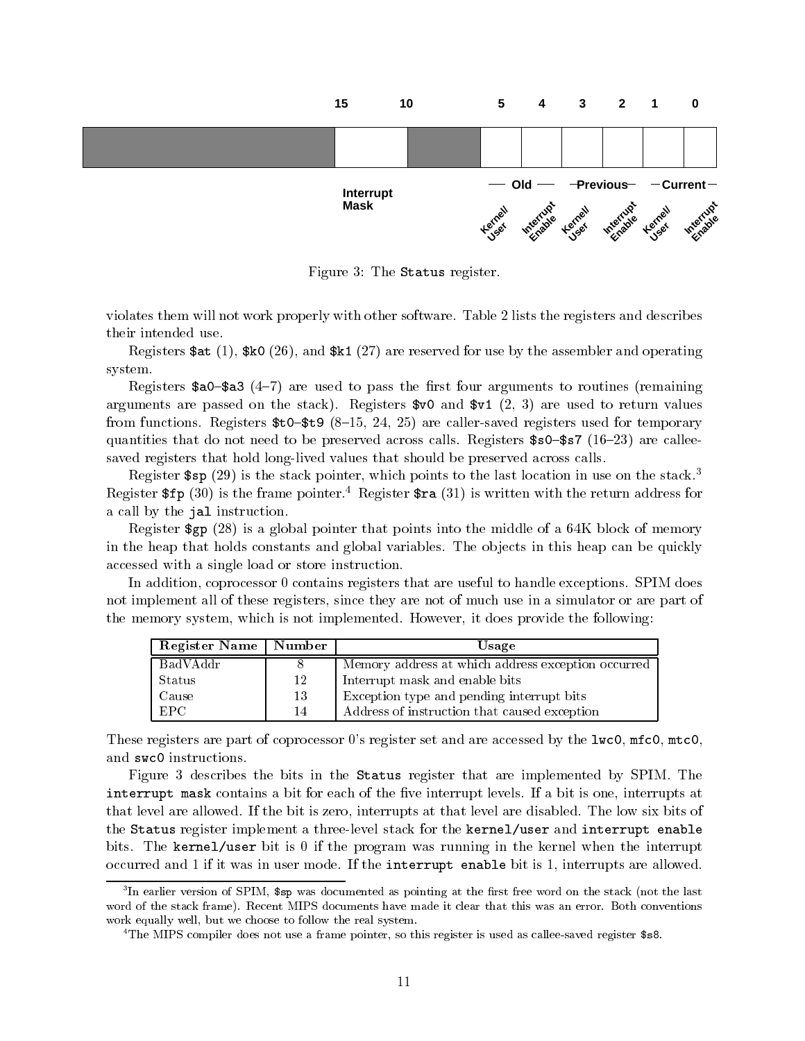Figure 3: The `Status` register.

violates them will not work properly with other software. Table 2 lists the registers and describes their intended use.

Registers `$at` (1), `$k0` (26), and `$k1` (27) are reserved for use by the assembler and operating system.

Registers `$a0`–`$a3` (4–7) are used to pass the first four arguments to routines (remaining arguments are passed on the stack). Registers `$v0` and `$v1` (2, 3) are used to return values from functions. Registers `$t0`–`$t9` (8–15, 24, 25) are caller-saved registers used for temporary quantities that do not need to be preserved across calls. Registers `$s0`–`$s7` (16–23) are callee-saved registers that hold long-lived values that should be preserved across calls.

Register `$sp` (29) is the stack pointer, which points to the last location in use on the stack.[3] Register `$fp` (30) is the frame pointer.[4] Register `$ra` (31) is written with the return address for a call by the `jal` instruction.

Register `$gp` (28) is a global pointer that points into the middle of a 64K block of memory in the heap that holds constants and global variables. The objects in this heap can be quickly accessed with a single load or store instruction.

In addition, coprocessor 0 contains registers that are useful to handle exceptions. SPIM does not implement all of these registers, since they are not of much use in a simulator or are part of the memory system, which is not implemented. However, it does provide the following:

| Register Name | Number | Usage |
|---|---|---|
| BadVAddr | 8 | Memory address at which address exception occurred |
| Status | 12 | Interrupt mask and enable bits |
| Cause | 13 | Exception type and pending interrupt bits |
| EPC | 14 | Address of instruction that caused exception |

These registers are part of coprocessor 0's register set and are accessed by the `lwc0`, `mfc0`, `mtc0`, and `swc0` instructions.

Figure 3 describes the bits in the `Status` register that are implemented by SPIM. The `interrupt mask` contains a bit for each of the five interrupt levels. If a bit is one, interrupts at that level are allowed. If the bit is zero, interrupts at that level are disabled. The low six bits of the `Status` register implement a three-level stack for the `kernel/user` and `interrupt enable` bits. The `kernel/user` bit is 0 if the program was running in the kernel when the interrupt occurred and 1 if it was in user mode. If the `interrupt enable` bit is 1, interrupts are allowed.

[3] In earlier version of SPIM, `$sp` was documented as pointing at the first free word on the stack (not the last word of the stack frame). Recent MIPS documents have made it clear that this was an error. Both conventions work equally well, but we choose to follow the real system.

[4] The MIPS compiler does not use a frame pointer, so this register is used as callee-saved register `$s8`.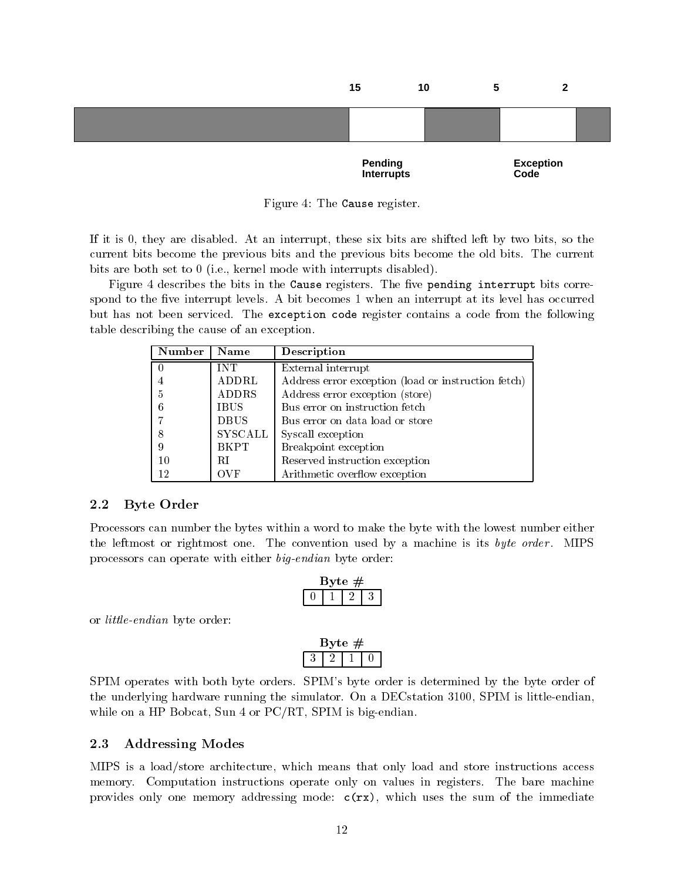15 10 5 2

Pending Interrupts

Exception Code

Figure 4: The `Cause` register.

If it is 0, they are disabled. At an interrupt, these six bits are shifted left by two bits, so the current bits become the previous bits and the previous bits become the old bits. The current bits are both set to 0 (i.e., kernel mode with interrupts disabled).

Figure 4 describes the bits in the `Cause` registers. The five `pending interrupt` bits correspond to the five interrupt levels. A bit becomes 1 when an interrupt at its level has occurred but has not been serviced. The `exception code` register contains a code from the following table describing the cause of an exception.

| Number | Name | Description |
|---|---|---|
| 0 | INT | External interrupt |
| 4 | ADDRL | Address error exception (load or instruction fetch) |
| 5 | ADDRS | Address error exception (store) |
| 6 | IBUS | Bus error on instruction fetch |
| 7 | DBUS | Bus error on data load or store |
| 8 | SYSCALL | Syscall exception |
| 9 | BKPT | Breakpoint exception |
| 10 | RI | Reserved instruction exception |
| 12 | OVF | Arithmetic overflow exception |

### 2.2 Byte Order

Processors can number the bytes within a word to make the byte with the lowest number either the leftmost or rightmost one. The convention used by a machine is its *byte order*. MIPS processors can operate with either *big-endian* byte order:

| Byte # | | | |
|---|---|---|---|
| 0 | 1 | 2 | 3 |

or *little-endian* byte order:

| Byte # | | | |
|---|---|---|---|
| 3 | 2 | 1 | 0 |

SPIM operates with both byte orders. SPIM's byte order is determined by the byte order of the underlying hardware running the simulator. On a DECstation 3100, SPIM is little-endian, while on a HP Bobcat, Sun 4 or PC/RT, SPIM is big-endian.

### 2.3 Addressing Modes

MIPS is a load/store architecture, which means that only load and store instructions access memory. Computation instructions operate only on values in registers. The bare machine provides only one memory addressing mode: `c(rx)`, which uses the sum of the immediate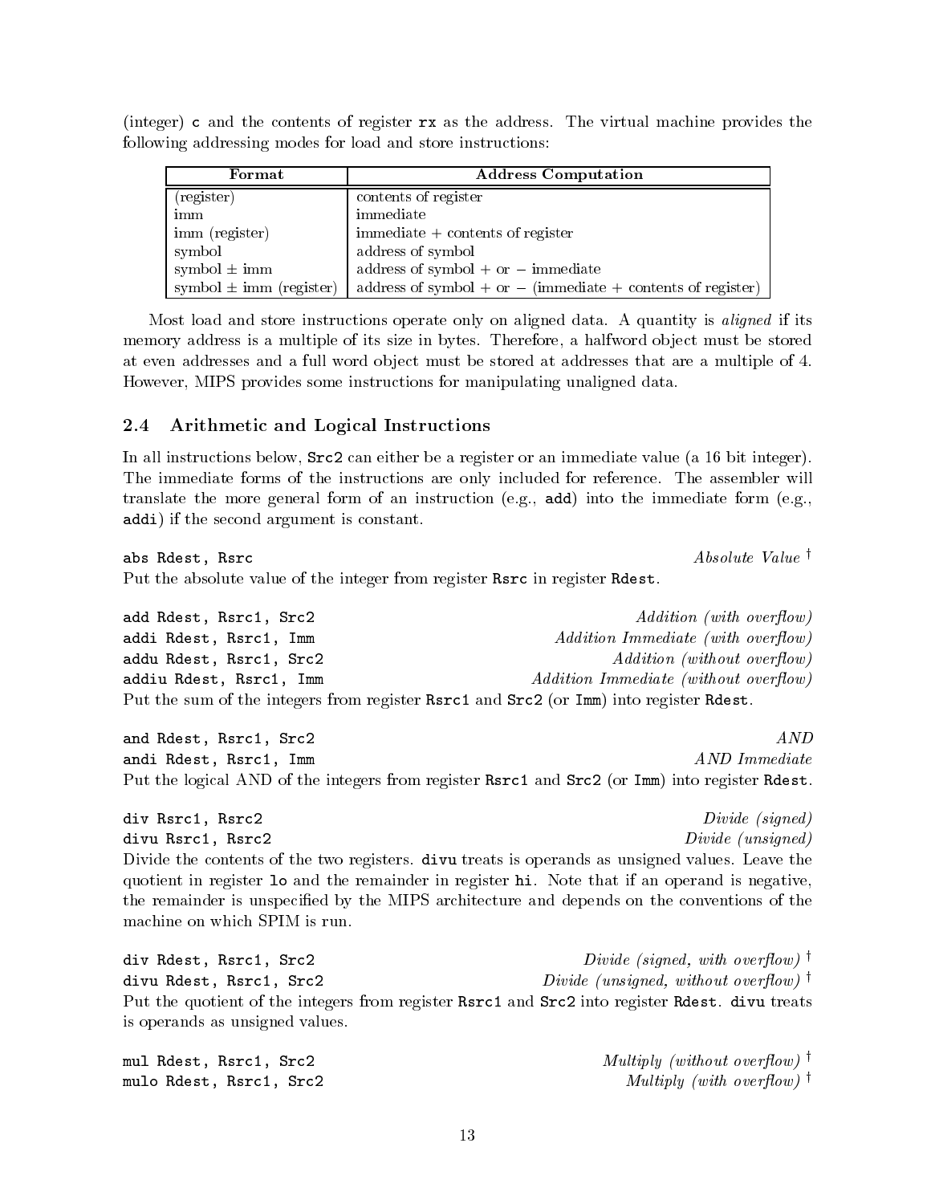(integer) `c` and the contents of register `rx` as the address. The virtual machine provides the following addressing modes for load and store instructions:

| Format | Address Computation |
|---|---|
| (register) | contents of register |
| imm | immediate |
| imm (register) | immediate + contents of register |
| symbol | address of symbol |
| symbol ± imm | address of symbol + or − immediate |
| symbol ± imm (register) | address of symbol + or − (immediate + contents of register) |

Most load and store instructions operate only on aligned data. A quantity is *aligned* if its memory address is a multiple of its size in bytes. Therefore, a halfword object must be stored at even addresses and a full word object must be stored at addresses that are a multiple of 4. However, MIPS provides some instructions for manipulating unaligned data.

## 2.4 Arithmetic and Logical Instructions

In all instructions below, `Src2` can either be a register or an immediate value (a 16 bit integer). The immediate forms of the instructions are only included for reference. The assembler will translate the more general form of an instruction (e.g., `add`) into the immediate form (e.g., `addi`) if the second argument is constant.

`abs Rdest, Rsrc` — *Absolute Value* †

Put the absolute value of the integer from register `Rsrc` in register `Rdest`.

`add Rdest, Rsrc1, Src2` — *Addition (with overflow)*
`addi Rdest, Rsrc1, Imm` — *Addition Immediate (with overflow)*
`addu Rdest, Rsrc1, Src2` — *Addition (without overflow)*
`addiu Rdest, Rsrc1, Imm` — *Addition Immediate (without overflow)*

Put the sum of the integers from register `Rsrc1` and `Src2` (or `Imm`) into register `Rdest`.

`and Rdest, Rsrc1, Src2` — *AND*
`andi Rdest, Rsrc1, Imm` — *AND Immediate*

Put the logical AND of the integers from register `Rsrc1` and `Src2` (or `Imm`) into register `Rdest`.

`div Rsrc1, Rsrc2` — *Divide (signed)*
`divu Rsrc1, Rsrc2` — *Divide (unsigned)*

Divide the contents of the two registers. `divu` treats is operands as unsigned values. Leave the quotient in register `lo` and the remainder in register `hi`. Note that if an operand is negative, the remainder is unspecified by the MIPS architecture and depends on the conventions of the machine on which SPIM is run.

`div Rdest, Rsrc1, Src2` — *Divide (signed, with overflow)* †
`divu Rdest, Rsrc1, Src2` — *Divide (unsigned, without overflow)* †

Put the quotient of the integers from register `Rsrc1` and `Src2` into register `Rdest`. `divu` treats is operands as unsigned values.

`mul Rdest, Rsrc1, Src2` — *Multiply (without overflow)* †
`mulo Rdest, Rsrc1, Src2` — *Multiply (with overflow)* †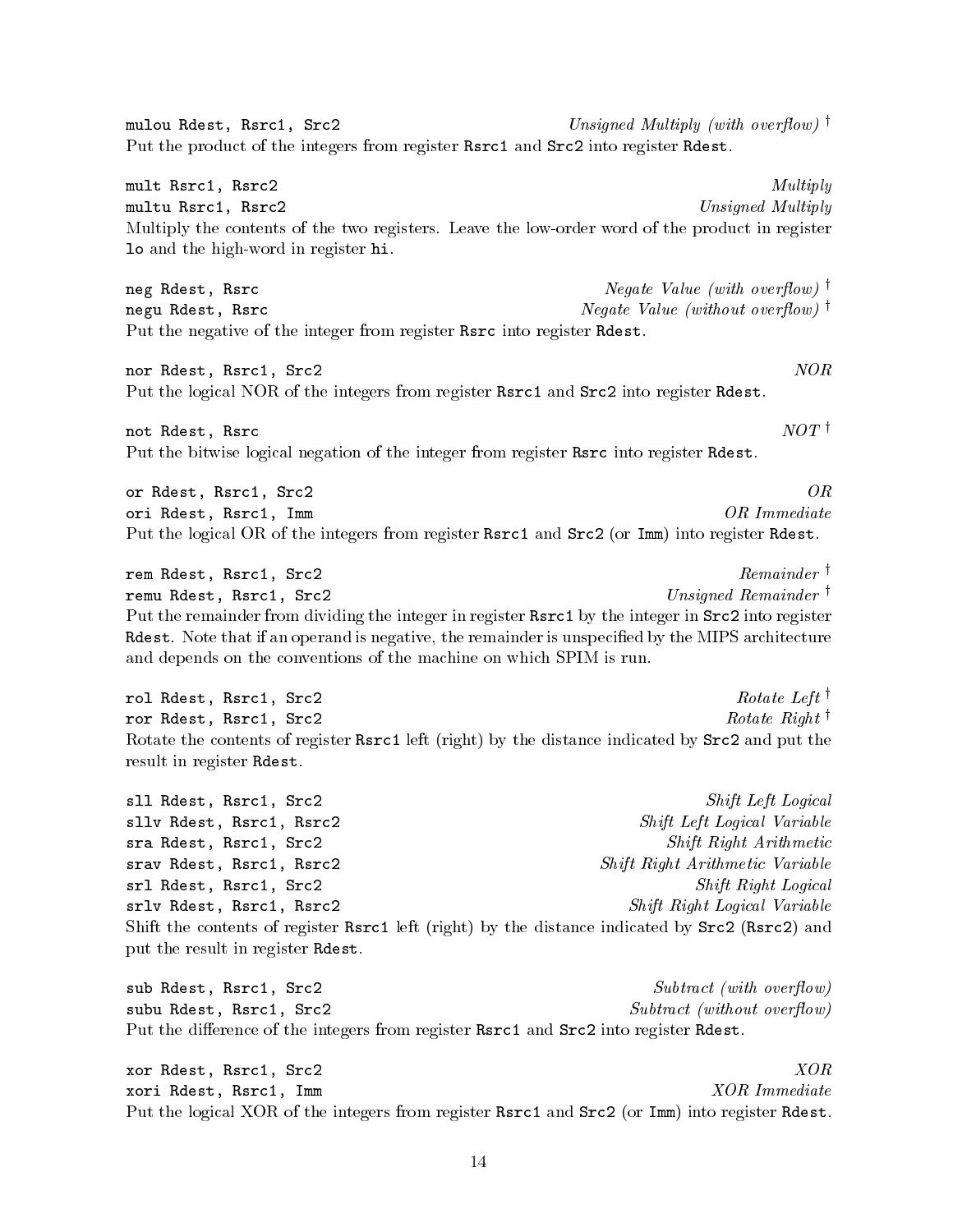`mulou Rdest, Rsrc1, Src2` — *Unsigned Multiply (with overflow)* †

Put the product of the integers from register `Rsrc1` and `Src2` into register `Rdest`.

`mult Rsrc1, Rsrc2` — *Multiply*
`multu Rsrc1, Rsrc2` — *Unsigned Multiply*

Multiply the contents of the two registers. Leave the low-order word of the product in register `lo` and the high-word in register `hi`.

`neg Rdest, Rsrc` — *Negate Value (with overflow)* †
`negu Rdest, Rsrc` — *Negate Value (without overflow)* †

Put the negative of the integer from register `Rsrc` into register `Rdest`.

`nor Rdest, Rsrc1, Src2` — *NOR*

Put the logical NOR of the integers from register `Rsrc1` and `Src2` into register `Rdest`.

`not Rdest, Rsrc` — *NOT* †

Put the bitwise logical negation of the integer from register `Rsrc` into register `Rdest`.

`or Rdest, Rsrc1, Src2` — *OR*
`ori Rdest, Rsrc1, Imm` — *OR Immediate*

Put the logical OR of the integers from register `Rsrc1` and `Src2` (or `Imm`) into register `Rdest`.

`rem Rdest, Rsrc1, Src2` — *Remainder* †
`remu Rdest, Rsrc1, Src2` — *Unsigned Remainder* †

Put the remainder from dividing the integer in register `Rsrc1` by the integer in `Src2` into register `Rdest`. Note that if an operand is negative, the remainder is unspecified by the MIPS architecture and depends on the conventions of the machine on which SPIM is run.

`rol Rdest, Rsrc1, Src2` — *Rotate Left* †
`ror Rdest, Rsrc1, Src2` — *Rotate Right* †

Rotate the contents of register `Rsrc1` left (right) by the distance indicated by `Src2` and put the result in register `Rdest`.

`sll Rdest, Rsrc1, Src2` — *Shift Left Logical*
`sllv Rdest, Rsrc1, Rsrc2` — *Shift Left Logical Variable*
`sra Rdest, Rsrc1, Src2` — *Shift Right Arithmetic*
`srav Rdest, Rsrc1, Rsrc2` — *Shift Right Arithmetic Variable*
`srl Rdest, Rsrc1, Src2` — *Shift Right Logical*
`srlv Rdest, Rsrc1, Rsrc2` — *Shift Right Logical Variable*

Shift the contents of register `Rsrc1` left (right) by the distance indicated by `Src2` (`Rsrc2`) and put the result in register `Rdest`.

`sub Rdest, Rsrc1, Src2` — *Subtract (with overflow)*
`subu Rdest, Rsrc1, Src2` — *Subtract (without overflow)*

Put the difference of the integers from register `Rsrc1` and `Src2` into register `Rdest`.

`xor Rdest, Rsrc1, Src2` — *XOR*
`xori Rdest, Rsrc1, Imm` — *XOR Immediate*

Put the logical XOR of the integers from register `Rsrc1` and `Src2` (or `Imm`) into register `Rdest`.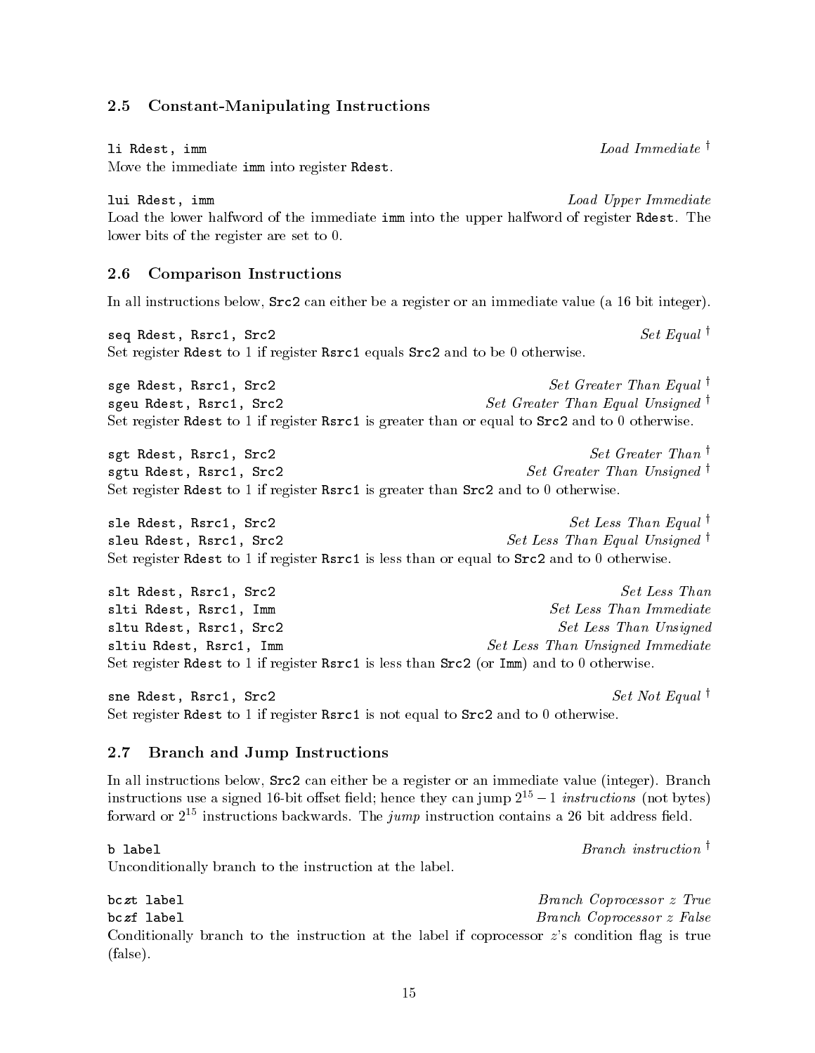## 2.5 Constant-Manipulating Instructions

`li Rdest, imm` *Load Immediate* †

Move the immediate `imm` into register `Rdest`.

`lui Rdest, imm` *Load Upper Immediate*

Load the lower halfword of the immediate `imm` into the upper halfword of register `Rdest`. The lower bits of the register are set to 0.

## 2.6 Comparison Instructions

In all instructions below, `Src2` can either be a register or an immediate value (a 16 bit integer).

`seq Rdest, Rsrc1, Src2` *Set Equal* †

Set register `Rdest` to 1 if register `Rsrc1` equals `Src2` and to be 0 otherwise.

`sge Rdest, Rsrc1, Src2` *Set Greater Than Equal* †
`sgeu Rdest, Rsrc1, Src2` *Set Greater Than Equal Unsigned* †

Set register `Rdest` to 1 if register `Rsrc1` is greater than or equal to `Src2` and to 0 otherwise.

`sgt Rdest, Rsrc1, Src2` *Set Greater Than* †
`sgtu Rdest, Rsrc1, Src2` *Set Greater Than Unsigned* †

Set register `Rdest` to 1 if register `Rsrc1` is greater than `Src2` and to 0 otherwise.

`sle Rdest, Rsrc1, Src2` *Set Less Than Equal* †
`sleu Rdest, Rsrc1, Src2` *Set Less Than Equal Unsigned* †

Set register `Rdest` to 1 if register `Rsrc1` is less than or equal to `Src2` and to 0 otherwise.

`slt Rdest, Rsrc1, Src2` *Set Less Than*
`slti Rdest, Rsrc1, Imm` *Set Less Than Immediate*
`sltu Rdest, Rsrc1, Src2` *Set Less Than Unsigned*
`sltiu Rdest, Rsrc1, Imm` *Set Less Than Unsigned Immediate*

Set register `Rdest` to 1 if register `Rsrc1` is less than `Src2` (or `Imm`) and to 0 otherwise.

`sne Rdest, Rsrc1, Src2` *Set Not Equal* †

Set register `Rdest` to 1 if register `Rsrc1` is not equal to `Src2` and to 0 otherwise.

## 2.7 Branch and Jump Instructions

In all instructions below, `Src2` can either be a register or an immediate value (integer). Branch instructions use a signed 16-bit offset field; hence they can jump $2^{15} - 1$ *instructions* (not bytes) forward or $2^{15}$ instructions backwards. The *jump* instruction contains a 26 bit address field.

`b label` *Branch instruction* †

Unconditionally branch to the instruction at the label.

`bczt label` *Branch Coprocessor z True*
`bczf label` *Branch Coprocessor z False*

Conditionally branch to the instruction at the label if coprocessor *z*'s condition flag is true (false).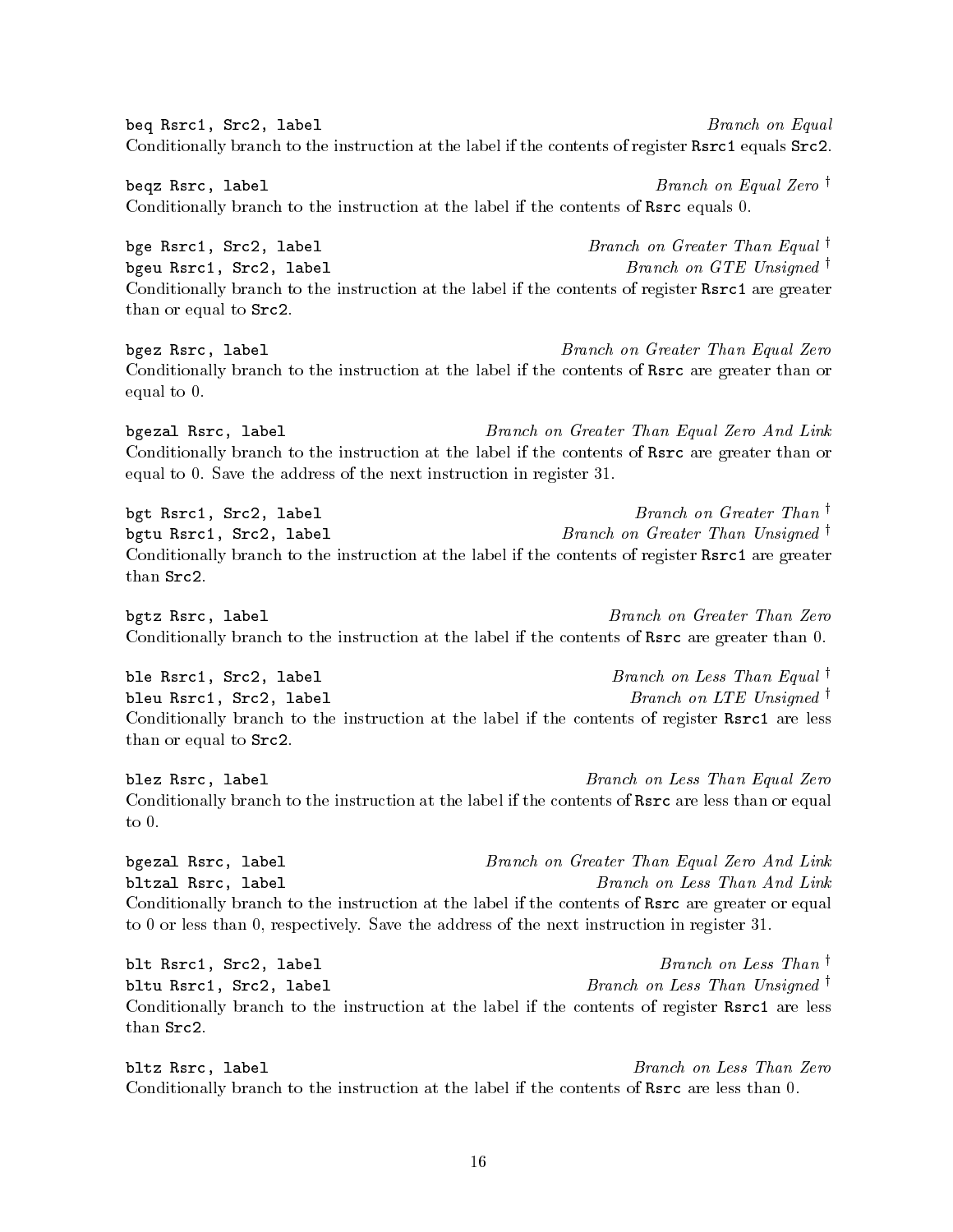`beq Rsrc1, Src2, label` *Branch on Equal*

Conditionally branch to the instruction at the label if the contents of register `Rsrc1` equals `Src2`.

`beqz Rsrc, label` *Branch on Equal Zero* †

Conditionally branch to the instruction at the label if the contents of `Rsrc` equals 0.

`bge Rsrc1, Src2, label` *Branch on Greater Than Equal* †

`bgeu Rsrc1, Src2, label` *Branch on GTE Unsigned* †

Conditionally branch to the instruction at the label if the contents of register `Rsrc1` are greater than or equal to `Src2`.

`bgez Rsrc, label` *Branch on Greater Than Equal Zero*

Conditionally branch to the instruction at the label if the contents of `Rsrc` are greater than or equal to 0.

`bgezal Rsrc, label` *Branch on Greater Than Equal Zero And Link*

Conditionally branch to the instruction at the label if the contents of `Rsrc` are greater than or equal to 0. Save the address of the next instruction in register 31.

`bgt Rsrc1, Src2, label` *Branch on Greater Than* †

`bgtu Rsrc1, Src2, label` *Branch on Greater Than Unsigned* †

Conditionally branch to the instruction at the label if the contents of register `Rsrc1` are greater than `Src2`.

`bgtz Rsrc, label` *Branch on Greater Than Zero*

Conditionally branch to the instruction at the label if the contents of `Rsrc` are greater than 0.

`ble Rsrc1, Src2, label` *Branch on Less Than Equal* †

`bleu Rsrc1, Src2, label` *Branch on LTE Unsigned* †

Conditionally branch to the instruction at the label if the contents of register `Rsrc1` are less than or equal to `Src2`.

`blez Rsrc, label` *Branch on Less Than Equal Zero*

Conditionally branch to the instruction at the label if the contents of `Rsrc` are less than or equal to 0.

`bgezal Rsrc, label` *Branch on Greater Than Equal Zero And Link*

`bltzal Rsrc, label` *Branch on Less Than And Link*

Conditionally branch to the instruction at the label if the contents of `Rsrc` are greater or equal to 0 or less than 0, respectively. Save the address of the next instruction in register 31.

`blt Rsrc1, Src2, label` *Branch on Less Than* †

`bltu Rsrc1, Src2, label` *Branch on Less Than Unsigned* †

Conditionally branch to the instruction at the label if the contents of register `Rsrc1` are less than `Src2`.

`bltz Rsrc, label` *Branch on Less Than Zero*

Conditionally branch to the instruction at the label if the contents of `Rsrc` are less than 0.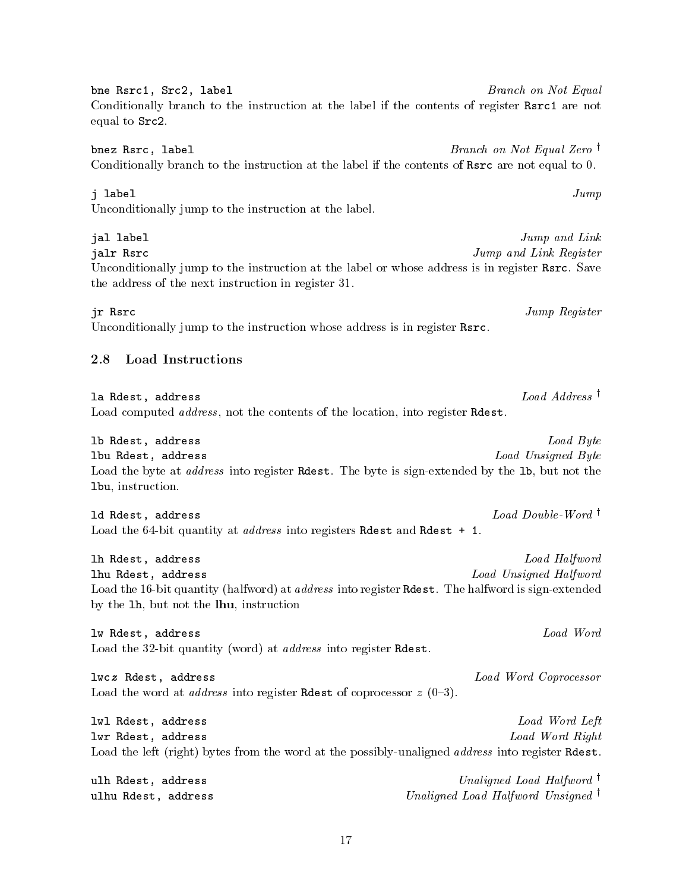`bne Rsrc1, Src2, label` *Branch on Not Equal*

Conditionally branch to the instruction at the label if the contents of register `Rsrc1` are not equal to `Src2`.

`bnez Rsrc, label` *Branch on Not Equal Zero* †

Conditionally branch to the instruction at the label if the contents of `Rsrc` are not equal to 0.

`j label` *Jump*

Unconditionally jump to the instruction at the label.

`jal label` *Jump and Link*

`jalr Rsrc` *Jump and Link Register*

Unconditionally jump to the instruction at the label or whose address is in register `Rsrc`. Save the address of the next instruction in register 31.

`jr Rsrc` *Jump Register*

Unconditionally jump to the instruction whose address is in register `Rsrc`.

### 2.8 Load Instructions

`la Rdest, address` *Load Address* †

Load computed *address*, not the contents of the location, into register `Rdest`.

`lb Rdest, address` *Load Byte*

`lbu Rdest, address` *Load Unsigned Byte*

Load the byte at *address* into register `Rdest`. The byte is sign-extended by the `lb`, but not the `lbu`, instruction.

`ld Rdest, address` *Load Double-Word* †

Load the 64-bit quantity at *address* into registers `Rdest` and `Rdest + 1`.

`lh Rdest, address` *Load Halfword*

`lhu Rdest, address` *Load Unsigned Halfword*

Load the 16-bit quantity (halfword) at *address* into register `Rdest`. The halfword is sign-extended by the `lh`, but not the **`lhu`**, instruction

`lw Rdest, address` *Load Word*

Load the 32-bit quantity (word) at *address* into register `Rdest`.

`lwc`*z* `Rdest, address` *Load Word Coprocessor*

Load the word at *address* into register `Rdest` of coprocessor *z* (0–3).

`lwl Rdest, address` *Load Word Left*

`lwr Rdest, address` *Load Word Right*

Load the left (right) bytes from the word at the possibly-unaligned *address* into register `Rdest`.

`ulh Rdest, address` *Unaligned Load Halfword* †

`ulhu Rdest, address` *Unaligned Load Halfword Unsigned* †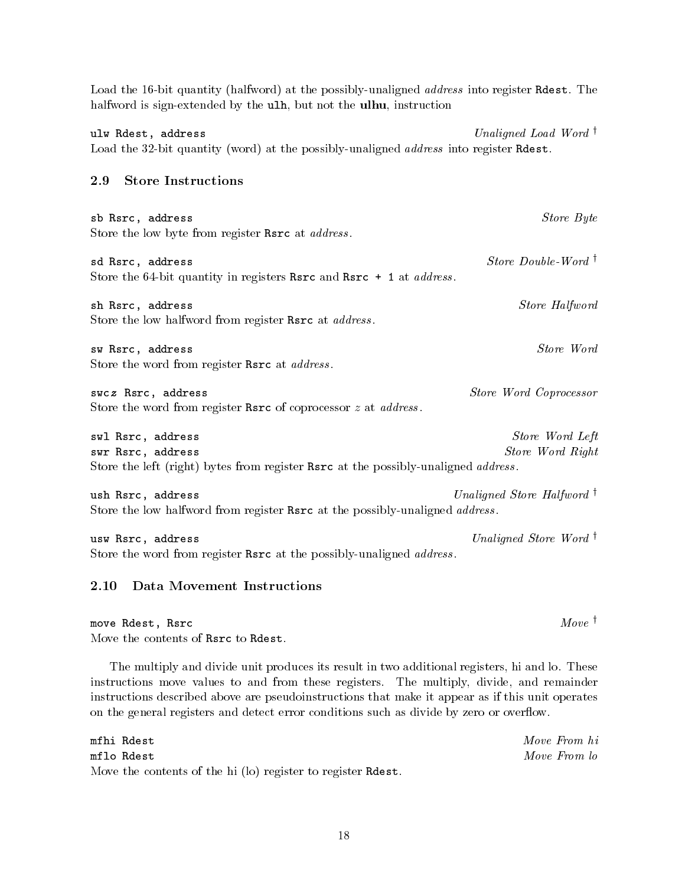Load the 16-bit quantity (halfword) at the possibly-unaligned *address* into register `Rdest`. The halfword is sign-extended by the **ulh**, but not the **ulhu**, instruction

`ulw Rdest, address` — *Unaligned Load Word* †

Load the 32-bit quantity (word) at the possibly-unaligned *address* into register `Rdest`.

## 2.9 Store Instructions

`sb Rsrc, address` — *Store Byte*

Store the low byte from register `Rsrc` at *address*.

`sd Rsrc, address` — *Store Double-Word* †

Store the 64-bit quantity in registers `Rsrc` and `Rsrc + 1` at *address*.

`sh Rsrc, address` — *Store Halfword*

Store the low halfword from register `Rsrc` at *address*.

`sw Rsrc, address` — *Store Word*

Store the word from register `Rsrc` at *address*.

`swcz Rsrc, address` — *Store Word Coprocessor*

Store the word from register `Rsrc` of coprocessor *z* at *address*.

`swl Rsrc, address` — *Store Word Left*
`swr Rsrc, address` — *Store Word Right*

Store the left (right) bytes from register `Rsrc` at the possibly-unaligned *address*.

`ush Rsrc, address` — *Unaligned Store Halfword* †

Store the low halfword from register `Rsrc` at the possibly-unaligned *address*.

`usw Rsrc, address` — *Unaligned Store Word* †

Store the word from register `Rsrc` at the possibly-unaligned *address*.

## 2.10 Data Movement Instructions

`move Rdest, Rsrc` — *Move* †

Move the contents of `Rsrc` to `Rdest`.

The multiply and divide unit produces its result in two additional registers, hi and lo. These instructions move values to and from these registers. The multiply, divide, and remainder instructions described above are pseudoinstructions that make it appear as if this unit operates on the general registers and detect error conditions such as divide by zero or overflow.

`mfhi Rdest` — *Move From hi*
`mflo Rdest` — *Move From lo*

Move the contents of the hi (lo) register to register `Rdest`.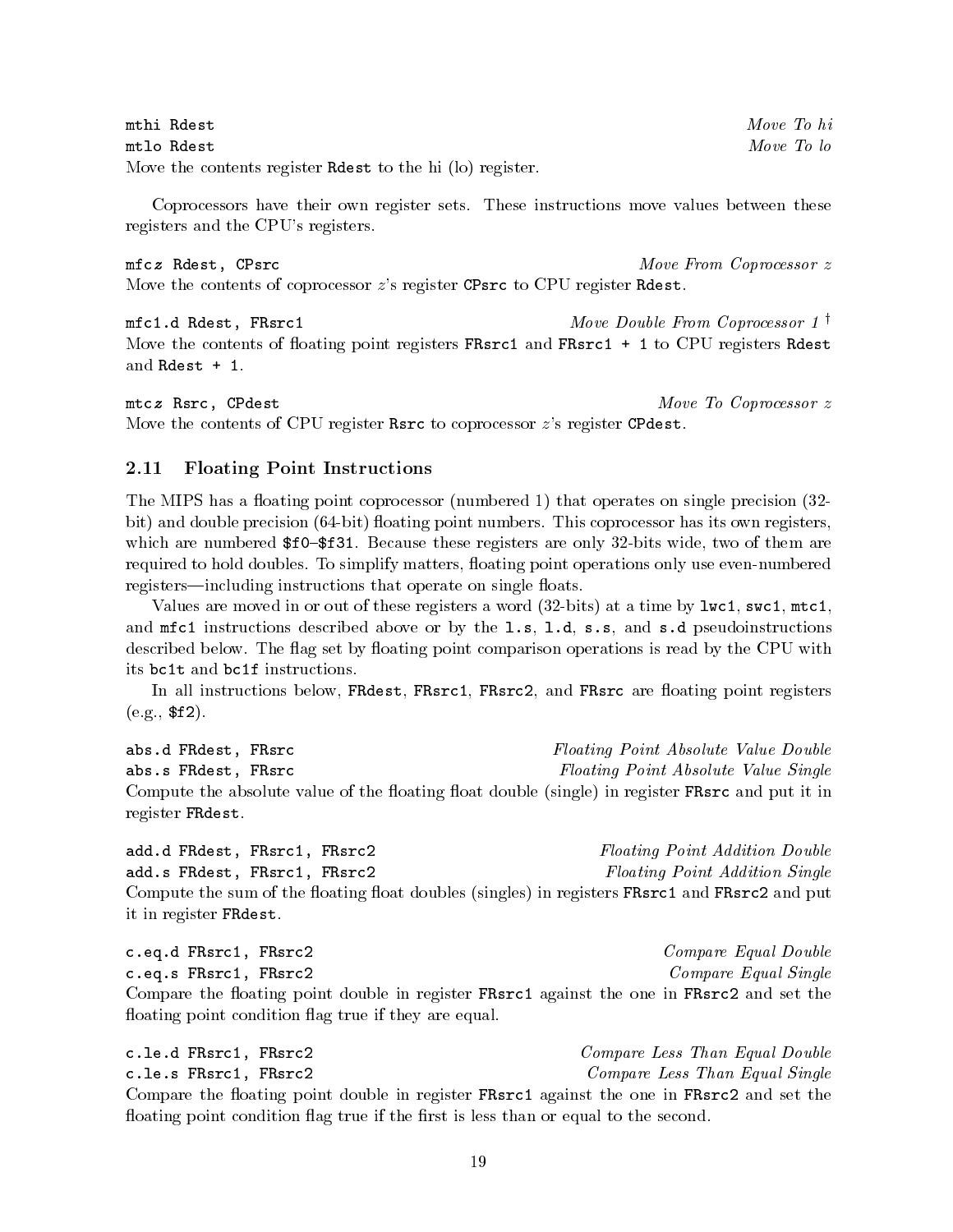`mthi Rdest` *Move To hi*
`mtlo Rdest` *Move To lo*
Move the contents register `Rdest` to the hi (lo) register.

Coprocessors have their own register sets. These instructions move values between these registers and the CPU's registers.

`mfcz Rdest, CPsrc` *Move From Coprocessor z*
Move the contents of coprocessor $z$'s register `CPsrc` to CPU register `Rdest`.

`mfc1.d Rdest, FRsrc1` *Move Double From Coprocessor 1* †
Move the contents of floating point registers `FRsrc1` and `FRsrc1 + 1` to CPU registers `Rdest` and `Rdest + 1`.

`mtcz Rsrc, CPdest` *Move To Coprocessor z*
Move the contents of CPU register `Rsrc` to coprocessor $z$'s register `CPdest`.

### 2.11 Floating Point Instructions

The MIPS has a floating point coprocessor (numbered 1) that operates on single precision (32-bit) and double precision (64-bit) floating point numbers. This coprocessor has its own registers, which are numbered `$f0`–`$f31`. Because these registers are only 32-bits wide, two of them are required to hold doubles. To simplify matters, floating point operations only use even-numbered registers—including instructions that operate on single floats.

Values are moved in or out of these registers a word (32-bits) at a time by `lwc1`, `swc1`, `mtc1`, and `mfc1` instructions described above or by the `l.s`, `l.d`, `s.s`, and `s.d` pseudoinstructions described below. The flag set by floating point comparison operations is read by the CPU with its `bc1t` and `bc1f` instructions.

In all instructions below, `FRdest`, `FRsrc1`, `FRsrc2`, and `FRsrc` are floating point registers (e.g., `$f2`).

`abs.d FRdest, FRsrc` *Floating Point Absolute Value Double*
`abs.s FRdest, FRsrc` *Floating Point Absolute Value Single*
Compute the absolute value of the floating float double (single) in register `FRsrc` and put it in register `FRdest`.

`add.d FRdest, FRsrc1, FRsrc2` *Floating Point Addition Double*
`add.s FRdest, FRsrc1, FRsrc2` *Floating Point Addition Single*
Compute the sum of the floating float doubles (singles) in registers `FRsrc1` and `FRsrc2` and put it in register `FRdest`.

`c.eq.d FRsrc1, FRsrc2` *Compare Equal Double*
`c.eq.s FRsrc1, FRsrc2` *Compare Equal Single*
Compare the floating point double in register `FRsrc1` against the one in `FRsrc2` and set the floating point condition flag true if they are equal.

`c.le.d FRsrc1, FRsrc2` *Compare Less Than Equal Double*
`c.le.s FRsrc1, FRsrc2` *Compare Less Than Equal Single*
Compare the floating point double in register `FRsrc1` against the one in `FRsrc2` and set the floating point condition flag true if the first is less than or equal to the second.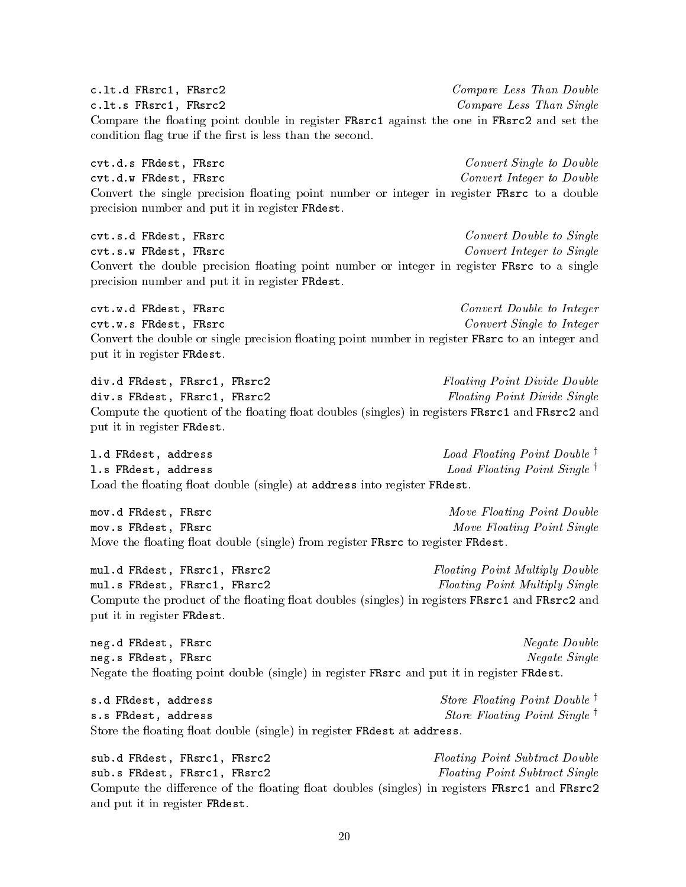`c.lt.d FRsrc1, FRsrc2` *Compare Less Than Double*
`c.lt.s FRsrc1, FRsrc2` *Compare Less Than Single*
Compare the floating point double in register `FRsrc1` against the one in `FRsrc2` and set the condition flag true if the first is less than the second.

`cvt.d.s FRdest, FRsrc` *Convert Single to Double*
`cvt.d.w FRdest, FRsrc` *Convert Integer to Double*
Convert the single precision floating point number or integer in register `FRsrc` to a double precision number and put it in register `FRdest`.

`cvt.s.d FRdest, FRsrc` *Convert Double to Single*
`cvt.s.w FRdest, FRsrc` *Convert Integer to Single*
Convert the double precision floating point number or integer in register `FRsrc` to a single precision number and put it in register `FRdest`.

`cvt.w.d FRdest, FRsrc` *Convert Double to Integer*
`cvt.w.s FRdest, FRsrc` *Convert Single to Integer*
Convert the double or single precision floating point number in register `FRsrc` to an integer and put it in register `FRdest`.

`div.d FRdest, FRsrc1, FRsrc2` *Floating Point Divide Double*
`div.s FRdest, FRsrc1, FRsrc2` *Floating Point Divide Single*
Compute the quotient of the floating float doubles (singles) in registers `FRsrc1` and `FRsrc2` and put it in register `FRdest`.

`l.d FRdest, address` *Load Floating Point Double* †
`l.s FRdest, address` *Load Floating Point Single* †
Load the floating float double (single) at `address` into register `FRdest`.

`mov.d FRdest, FRsrc` *Move Floating Point Double*
`mov.s FRdest, FRsrc` *Move Floating Point Single*
Move the floating float double (single) from register `FRsrc` to register `FRdest`.

`mul.d FRdest, FRsrc1, FRsrc2` *Floating Point Multiply Double*
`mul.s FRdest, FRsrc1, FRsrc2` *Floating Point Multiply Single*
Compute the product of the floating float doubles (singles) in registers `FRsrc1` and `FRsrc2` and put it in register `FRdest`.

`neg.d FRdest, FRsrc` *Negate Double*
`neg.s FRdest, FRsrc` *Negate Single*
Negate the floating point double (single) in register `FRsrc` and put it in register `FRdest`.

`s.d FRdest, address` *Store Floating Point Double* †
`s.s FRdest, address` *Store Floating Point Single* †
Store the floating float double (single) in register `FRdest` at `address`.

`sub.d FRdest, FRsrc1, FRsrc2` *Floating Point Subtract Double*
`sub.s FRdest, FRsrc1, FRsrc2` *Floating Point Subtract Single*
Compute the difference of the floating float doubles (singles) in registers `FRsrc1` and `FRsrc2` and put it in register `FRdest`.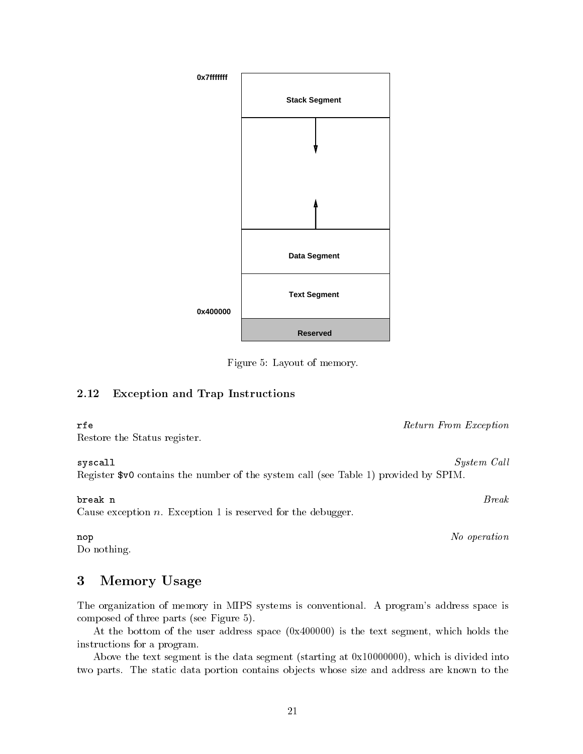Figure 5: Layout of memory.

### 2.12 Exception and Trap Instructions

`rfe` — *Return From Exception*

Restore the Status register.

`syscall` — *System Call*

Register `$v0` contains the number of the system call (see Table 1) provided by SPIM.

`break n` — *Break*

Cause exception $n$. Exception 1 is reserved for the debugger.

`nop` — *No operation*

Do nothing.

# 3 Memory Usage

The organization of memory in MIPS systems is conventional. A program's address space is composed of three parts (see Figure 5).

At the bottom of the user address space (0x400000) is the text segment, which holds the instructions for a program.

Above the text segment is the data segment (starting at 0x10000000), which is divided into two parts. The static data portion contains objects whose size and address are known to the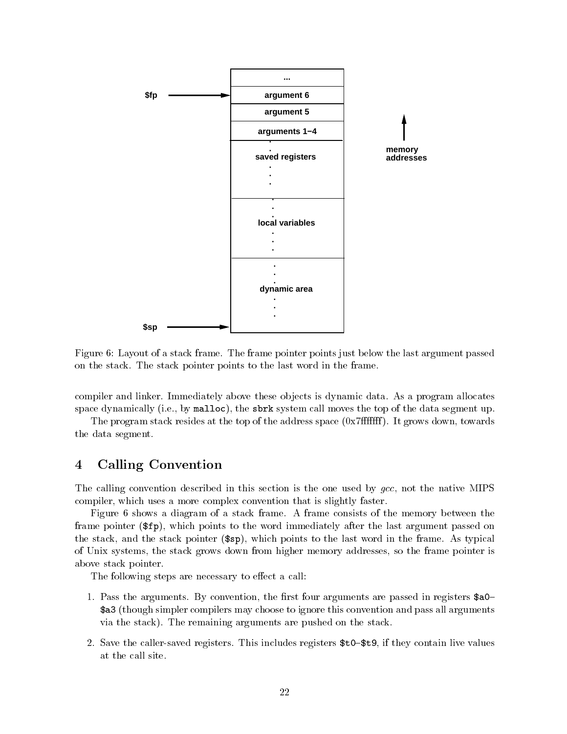Figure 6: Layout of a stack frame. The frame pointer points just below the last argument passed on the stack. The stack pointer points to the last word in the frame.

compiler and linker. Immediately above these objects is dynamic data. As a program allocates space dynamically (i.e., by `malloc`), the `sbrk` system call moves the top of the data segment up.

The program stack resides at the top of the address space (0x7fffffff). It grows down, towards the data segment.

## 4 Calling Convention

The calling convention described in this section is the one used by *gcc*, not the native MIPS compiler, which uses a more complex convention that is slightly faster.

Figure 6 shows a diagram of a stack frame. A frame consists of the memory between the frame pointer (`$fp`), which points to the word immediately after the last argument passed on the stack, and the stack pointer (`$sp`), which points to the last word in the frame. As typical of Unix systems, the stack grows down from higher memory addresses, so the frame pointer is above stack pointer.

The following steps are necessary to effect a call:

1. Pass the arguments. By convention, the first four arguments are passed in registers `$a0`–`$a3` (though simpler compilers may choose to ignore this convention and pass all arguments via the stack). The remaining arguments are pushed on the stack.
2. Save the caller-saved registers. This includes registers `$t0`–`$t9`, if they contain live values at the call site.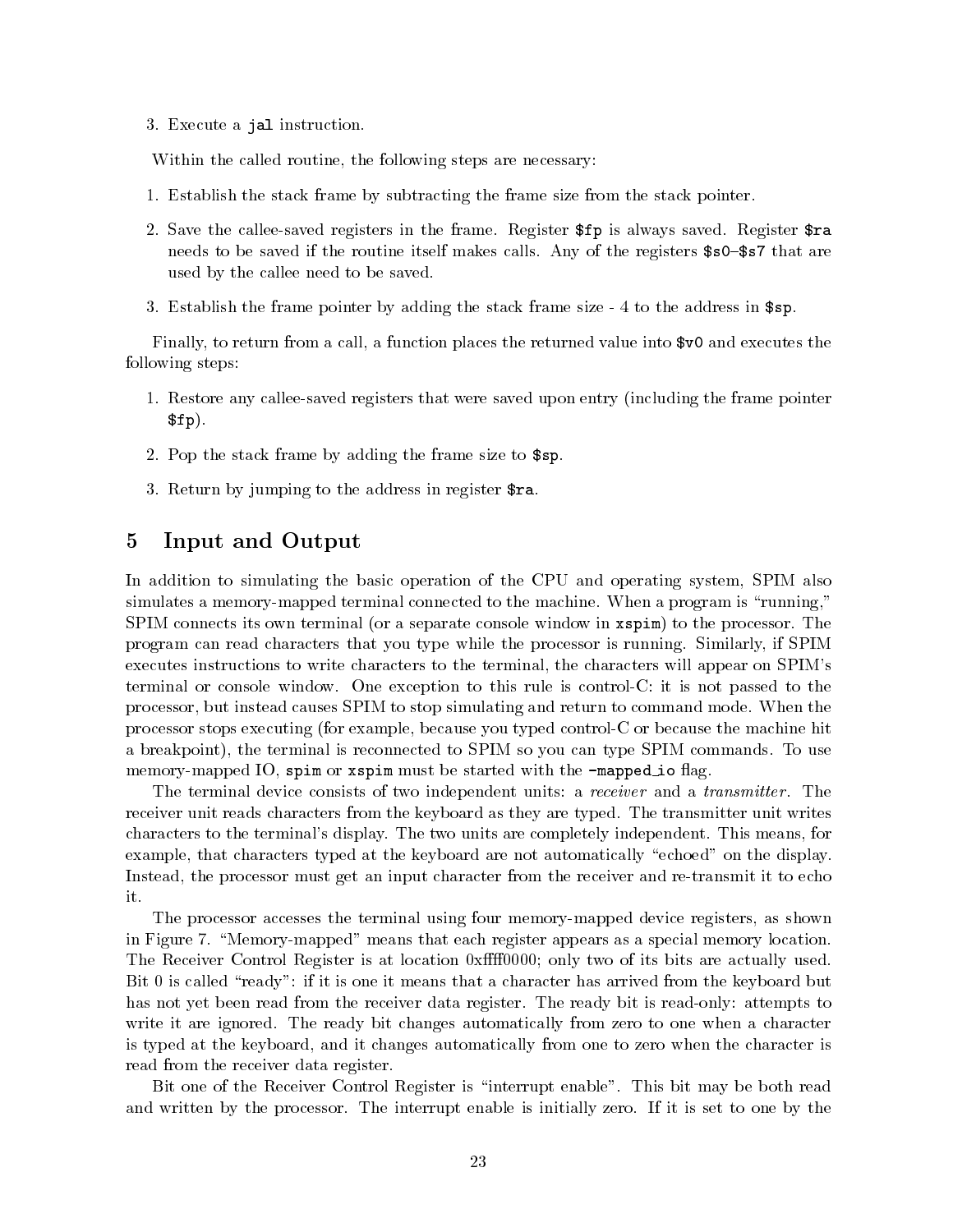3. Execute a `jal` instruction.

Within the called routine, the following steps are necessary:

1. Establish the stack frame by subtracting the frame size from the stack pointer.

2. Save the callee-saved registers in the frame. Register `$fp` is always saved. Register `$ra` needs to be saved if the routine itself makes calls. Any of the registers `$s0`–`$s7` that are used by the callee need to be saved.

3. Establish the frame pointer by adding the stack frame size - 4 to the address in `$sp`.

Finally, to return from a call, a function places the returned value into `$v0` and executes the following steps:

1. Restore any callee-saved registers that were saved upon entry (including the frame pointer `$fp`).

2. Pop the stack frame by adding the frame size to `$sp`.

3. Return by jumping to the address in register `$ra`.

# 5 Input and Output

In addition to simulating the basic operation of the CPU and operating system, SPIM also simulates a memory-mapped terminal connected to the machine. When a program is "running," SPIM connects its own terminal (or a separate console window in `xspim`) to the processor. The program can read characters that you type while the processor is running. Similarly, if SPIM executes instructions to write characters to the terminal, the characters will appear on SPIM's terminal or console window. One exception to this rule is control-C: it is not passed to the processor, but instead causes SPIM to stop simulating and return to command mode. When the processor stops executing (for example, because you typed control-C or because the machine hit a breakpoint), the terminal is reconnected to SPIM so you can type SPIM commands. To use memory-mapped IO, `spim` or `xspim` must be started with the `-mapped_io` flag.

The terminal device consists of two independent units: a *receiver* and a *transmitter*. The receiver unit reads characters from the keyboard as they are typed. The transmitter unit writes characters to the terminal's display. The two units are completely independent. This means, for example, that characters typed at the keyboard are not automatically "echoed" on the display. Instead, the processor must get an input character from the receiver and re-transmit it to echo it.

The processor accesses the terminal using four memory-mapped device registers, as shown in Figure 7. "Memory-mapped" means that each register appears as a special memory location. The Receiver Control Register is at location 0xffff0000; only two of its bits are actually used. Bit 0 is called "ready": if it is one it means that a character has arrived from the keyboard but has not yet been read from the receiver data register. The ready bit is read-only: attempts to write it are ignored. The ready bit changes automatically from zero to one when a character is typed at the keyboard, and it changes automatically from one to zero when the character is read from the receiver data register.

Bit one of the Receiver Control Register is "interrupt enable". This bit may be both read and written by the processor. The interrupt enable is initially zero. If it is set to one by the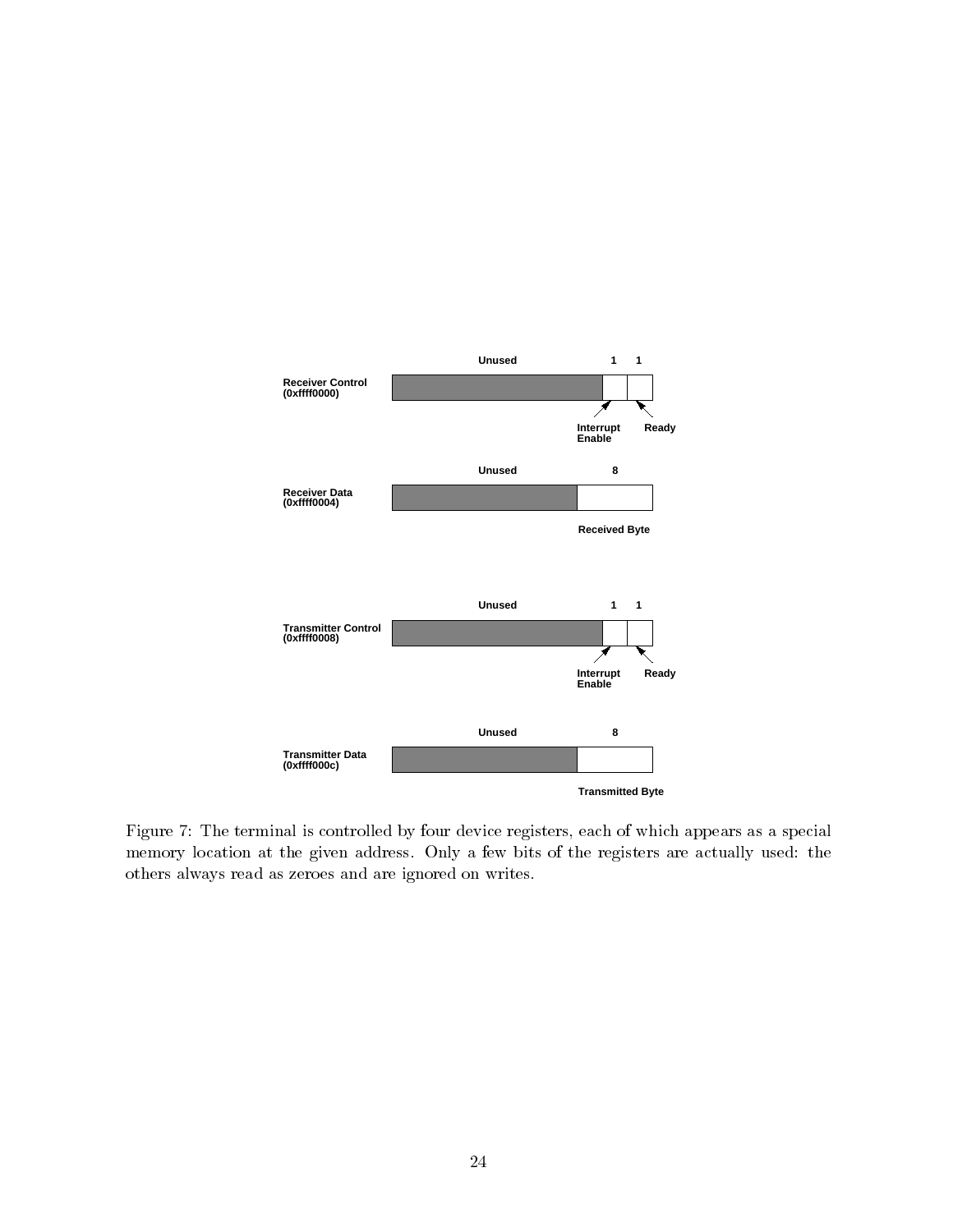Figure 7: The terminal is controlled by four device registers, each of which appears as a special memory location at the given address. Only a few bits of the registers are actually used: the others always read as zeroes and are ignored on writes.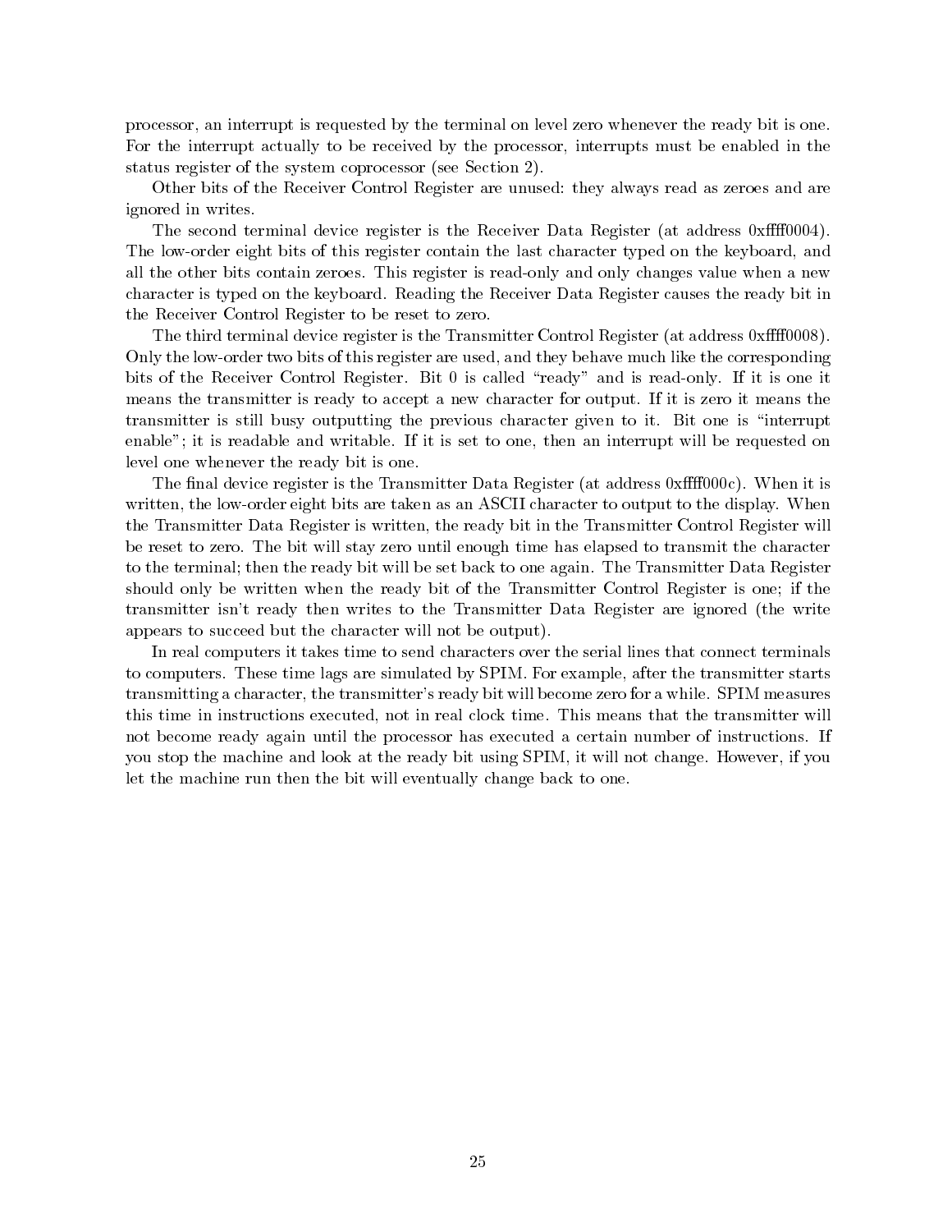processor, an interrupt is requested by the terminal on level zero whenever the ready bit is one. For the interrupt actually to be received by the processor, interrupts must be enabled in the status register of the system coprocessor (see Section 2).

Other bits of the Receiver Control Register are unused: they always read as zeroes and are ignored in writes.

The second terminal device register is the Receiver Data Register (at address 0xffff0004). The low-order eight bits of this register contain the last character typed on the keyboard, and all the other bits contain zeroes. This register is read-only and only changes value when a new character is typed on the keyboard. Reading the Receiver Data Register causes the ready bit in the Receiver Control Register to be reset to zero.

The third terminal device register is the Transmitter Control Register (at address 0xffff0008). Only the low-order two bits of this register are used, and they behave much like the corresponding bits of the Receiver Control Register. Bit 0 is called "ready" and is read-only. If it is one it means the transmitter is ready to accept a new character for output. If it is zero it means the transmitter is still busy outputting the previous character given to it. Bit one is "interrupt enable"; it is readable and writable. If it is set to one, then an interrupt will be requested on level one whenever the ready bit is one.

The final device register is the Transmitter Data Register (at address 0xffff000c). When it is written, the low-order eight bits are taken as an ASCII character to output to the display. When the Transmitter Data Register is written, the ready bit in the Transmitter Control Register will be reset to zero. The bit will stay zero until enough time has elapsed to transmit the character to the terminal; then the ready bit will be set back to one again. The Transmitter Data Register should only be written when the ready bit of the Transmitter Control Register is one; if the transmitter isn't ready then writes to the Transmitter Data Register are ignored (the write appears to succeed but the character will not be output).

In real computers it takes time to send characters over the serial lines that connect terminals to computers. These time lags are simulated by SPIM. For example, after the transmitter starts transmitting a character, the transmitter's ready bit will become zero for a while. SPIM measures this time in instructions executed, not in real clock time. This means that the transmitter will not become ready again until the processor has executed a certain number of instructions. If you stop the machine and look at the ready bit using SPIM, it will not change. However, if you let the machine run then the bit will eventually change back to one.